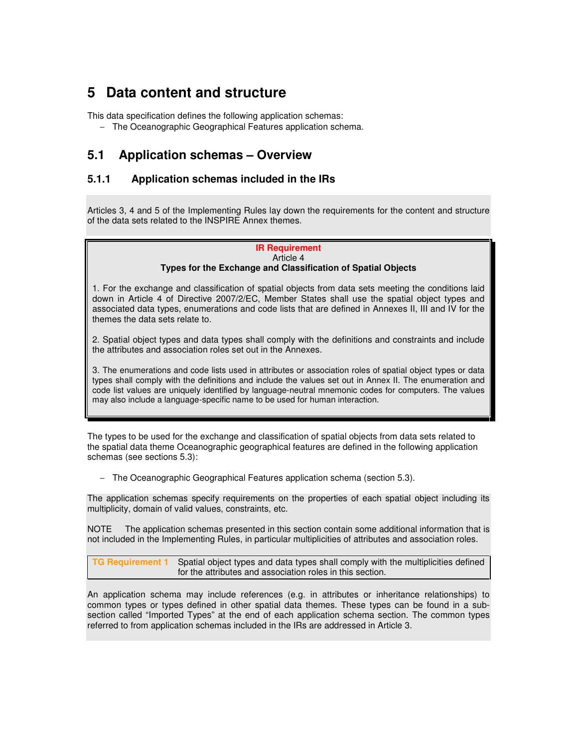# 5 Data content and structure

This data specification defines the following application schemas:

- The Oceanographic Geographical Features application schema.

## 5.1 Application schemas – Overview

### 5.1.1 Application schemas included in the IRs

Articles 3, 4 and 5 of the Implementing Rules lay down the requirements for the content and structure of the data sets related to the INSPIRE Annex themes.

> **IR Requirement**
> Article 4
> **Types for the Exchange and Classification of Spatial Objects**
>
> 1. For the exchange and classification of spatial objects from data sets meeting the conditions laid down in Article 4 of Directive 2007/2/EC, Member States shall use the spatial object types and associated data types, enumerations and code lists that are defined in Annexes II, III and IV for the themes the data sets relate to.
>
> 2. Spatial object types and data types shall comply with the definitions and constraints and include the attributes and association roles set out in the Annexes.
>
> 3. The enumerations and code lists used in attributes or association roles of spatial object types or data types shall comply with the definitions and include the values set out in Annex II. The enumeration and code list values are uniquely identified by language-neutral mnemonic codes for computers. The values may also include a language-specific name to be used for human interaction.

The types to be used for the exchange and classification of spatial objects from data sets related to the spatial data theme Oceanographic geographical features are defined in the following application schemas (see sections 5.3):

- The Oceanographic Geographical Features application schema (section 5.3).

The application schemas specify requirements on the properties of each spatial object including its multiplicity, domain of valid values, constraints, etc.

NOTE The application schemas presented in this section contain some additional information that is not included in the Implementing Rules, in particular multiplicities of attributes and association roles.

| **TG Requirement 1** | Spatial object types and data types shall comply with the multiplicities defined for the attributes and association roles in this section. |
|---|---|

An application schema may include references (e.g. in attributes or inheritance relationships) to common types or types defined in other spatial data themes. These types can be found in a sub-section called "Imported Types" at the end of each application schema section. The common types referred to from application schemas included in the IRs are addressed in Article 3.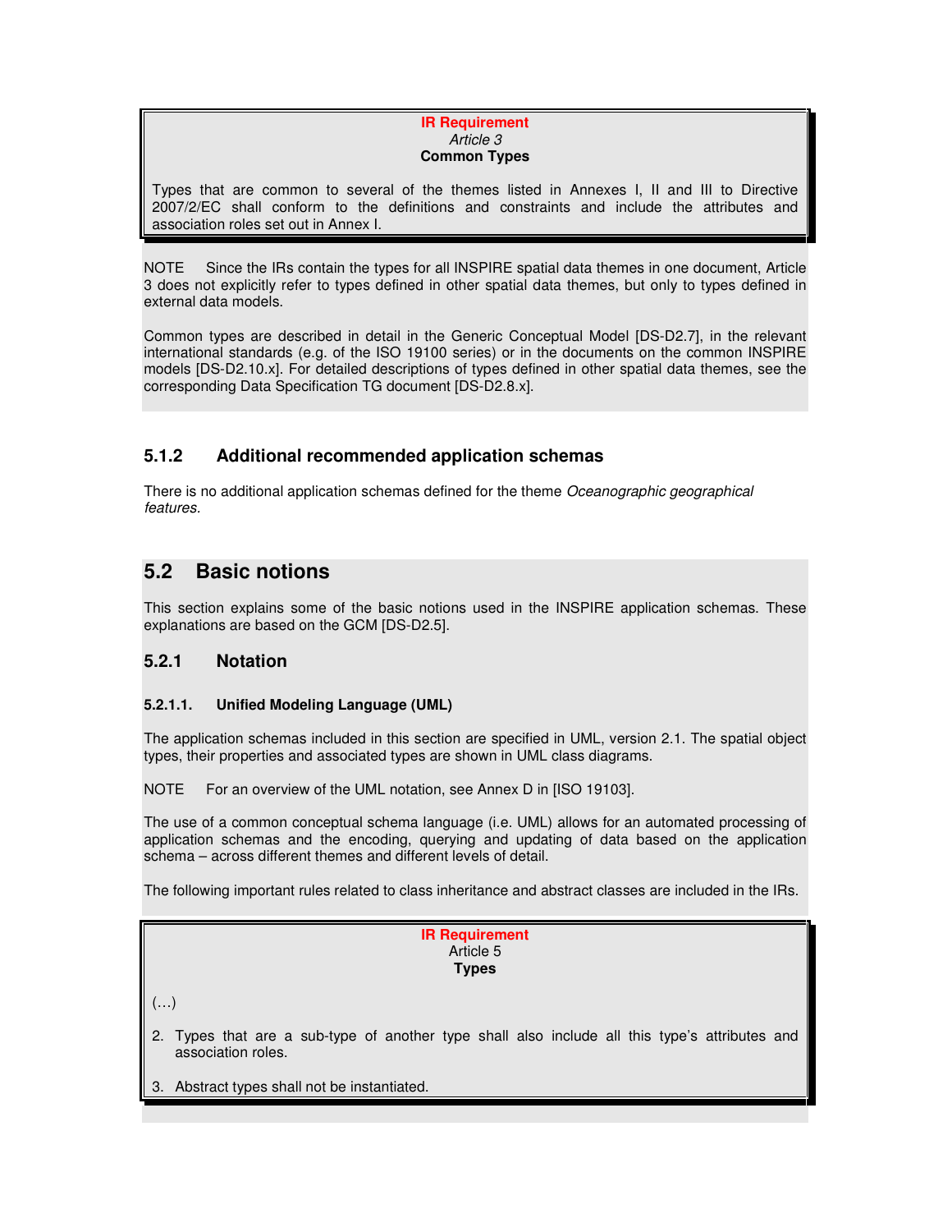**IR Requirement**
*Article 3*
**Common Types**

Types that are common to several of the themes listed in Annexes I, II and III to Directive 2007/2/EC shall conform to the definitions and constraints and include the attributes and association roles set out in Annex I.

NOTE Since the IRs contain the types for all INSPIRE spatial data themes in one document, Article 3 does not explicitly refer to types defined in other spatial data themes, but only to types defined in external data models.

Common types are described in detail in the Generic Conceptual Model [DS-D2.7], in the relevant international standards (e.g. of the ISO 19100 series) or in the documents on the common INSPIRE models [DS-D2.10.x]. For detailed descriptions of types defined in other spatial data themes, see the corresponding Data Specification TG document [DS-D2.8.x].

### 5.1.2 Additional recommended application schemas

There is no additional application schemas defined for the theme *Oceanographic geographical features.*

## 5.2 Basic notions

This section explains some of the basic notions used in the INSPIRE application schemas. These explanations are based on the GCM [DS-D2.5].

### 5.2.1 Notation

#### 5.2.1.1. Unified Modeling Language (UML)

The application schemas included in this section are specified in UML, version 2.1. The spatial object types, their properties and associated types are shown in UML class diagrams.

NOTE For an overview of the UML notation, see Annex D in [ISO 19103].

The use of a common conceptual schema language (i.e. UML) allows for an automated processing of application schemas and the encoding, querying and updating of data based on the application schema – across different themes and different levels of detail.

The following important rules related to class inheritance and abstract classes are included in the IRs.

**IR Requirement**
Article 5
**Types**

(…)

2. Types that are a sub-type of another type shall also include all this type's attributes and association roles.

3. Abstract types shall not be instantiated.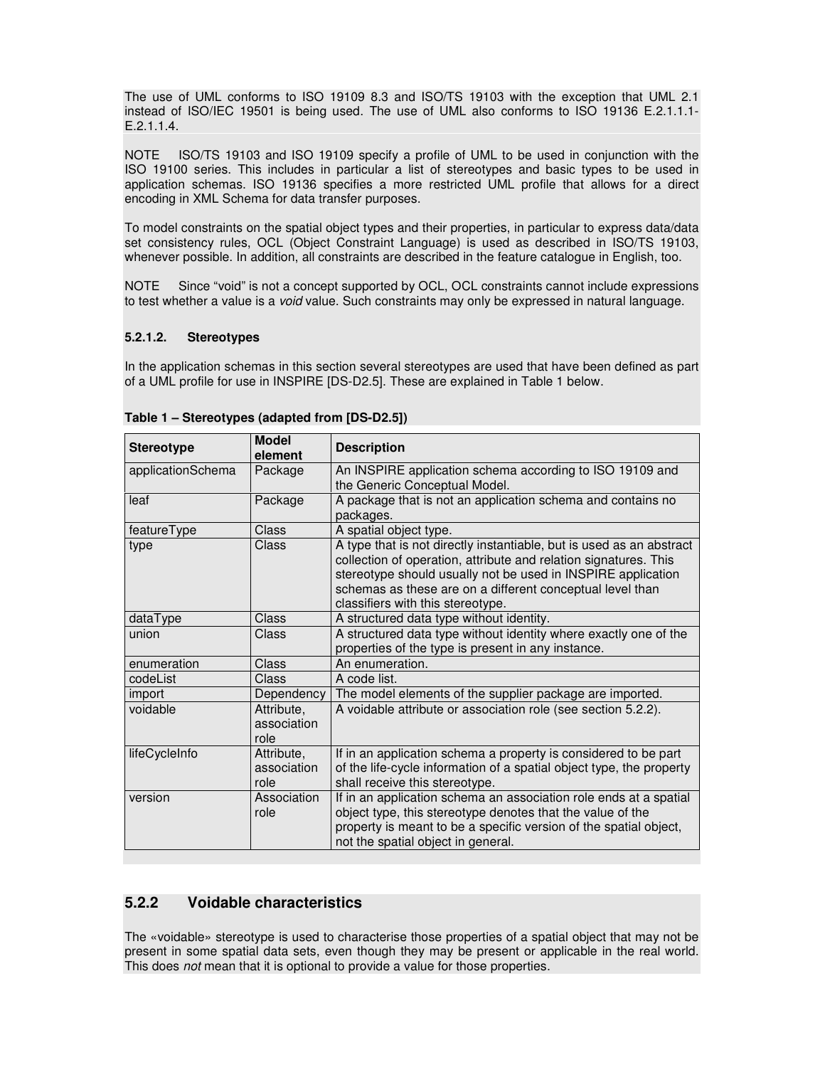The use of UML conforms to ISO 19109 8.3 and ISO/TS 19103 with the exception that UML 2.1 instead of ISO/IEC 19501 is being used. The use of UML also conforms to ISO 19136 E.2.1.1.1-E.2.1.1.4.

NOTE ISO/TS 19103 and ISO 19109 specify a profile of UML to be used in conjunction with the ISO 19100 series. This includes in particular a list of stereotypes and basic types to be used in application schemas. ISO 19136 specifies a more restricted UML profile that allows for a direct encoding in XML Schema for data transfer purposes.

To model constraints on the spatial object types and their properties, in particular to express data/data set consistency rules, OCL (Object Constraint Language) is used as described in ISO/TS 19103, whenever possible. In addition, all constraints are described in the feature catalogue in English, too.

NOTE Since "void" is not a concept supported by OCL, OCL constraints cannot include expressions to test whether a value is a *void* value. Such constraints may only be expressed in natural language.

#### 5.2.1.2. Stereotypes

In the application schemas in this section several stereotypes are used that have been defined as part of a UML profile for use in INSPIRE [DS-D2.5]. These are explained in Table 1 below.

**Table 1 – Stereotypes (adapted from [DS-D2.5])**

| Stereotype | Model element | Description |
|---|---|---|
| applicationSchema | Package | An INSPIRE application schema according to ISO 19109 and the Generic Conceptual Model. |
| leaf | Package | A package that is not an application schema and contains no packages. |
| featureType | Class | A spatial object type. |
| type | Class | A type that is not directly instantiable, but is used as an abstract collection of operation, attribute and relation signatures. This stereotype should usually not be used in INSPIRE application schemas as these are on a different conceptual level than classifiers with this stereotype. |
| dataType | Class | A structured data type without identity. |
| union | Class | A structured data type without identity where exactly one of the properties of the type is present in any instance. |
| enumeration | Class | An enumeration. |
| codeList | Class | A code list. |
| import | Dependency | The model elements of the supplier package are imported. |
| voidable | Attribute, association role | A voidable attribute or association role (see section 5.2.2). |
| lifeCycleInfo | Attribute, association role | If in an application schema a property is considered to be part of the life-cycle information of a spatial object type, the property shall receive this stereotype. |
| version | Association role | If in an application schema an association role ends at a spatial object type, this stereotype denotes that the value of the property is meant to be a specific version of the spatial object, not the spatial object in general. |

### 5.2.2 Voidable characteristics

The «voidable» stereotype is used to characterise those properties of a spatial object that may not be present in some spatial data sets, even though they may be present or applicable in the real world. This does *not* mean that it is optional to provide a value for those properties.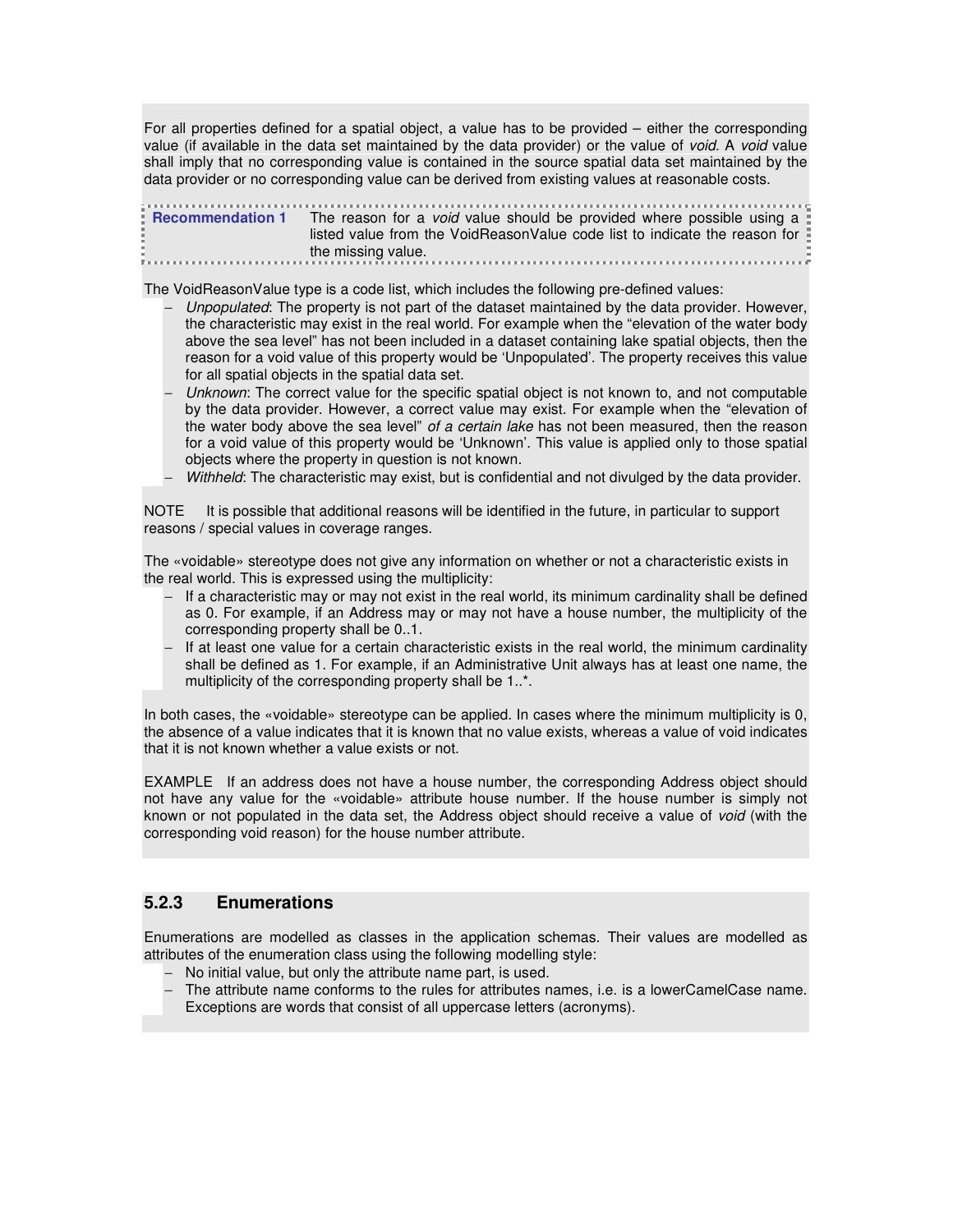For all properties defined for a spatial object, a value has to be provided – either the corresponding value (if available in the data set maintained by the data provider) or the value of *void*. A *void* value shall imply that no corresponding value is contained in the source spatial data set maintained by the data provider or no corresponding value can be derived from existing values at reasonable costs.

> **Recommendation 1** The reason for a *void* value should be provided where possible using a listed value from the VoidReasonValue code list to indicate the reason for the missing value.

The VoidReasonValue type is a code list, which includes the following pre-defined values:

- *Unpopulated*: The property is not part of the dataset maintained by the data provider. However, the characteristic may exist in the real world. For example when the "elevation of the water body above the sea level" has not been included in a dataset containing lake spatial objects, then the reason for a void value of this property would be 'Unpopulated'. The property receives this value for all spatial objects in the spatial data set.
- *Unknown*: The correct value for the specific spatial object is not known to, and not computable by the data provider. However, a correct value may exist. For example when the "elevation of the water body above the sea level" *of a certain lake* has not been measured, then the reason for a void value of this property would be 'Unknown'. This value is applied only to those spatial objects where the property in question is not known.
- *Withheld*: The characteristic may exist, but is confidential and not divulged by the data provider.

NOTE It is possible that additional reasons will be identified in the future, in particular to support reasons / special values in coverage ranges.

The «voidable» stereotype does not give any information on whether or not a characteristic exists in the real world. This is expressed using the multiplicity:

- If a characteristic may or may not exist in the real world, its minimum cardinality shall be defined as 0. For example, if an Address may or may not have a house number, the multiplicity of the corresponding property shall be 0..1.
- If at least one value for a certain characteristic exists in the real world, the minimum cardinality shall be defined as 1. For example, if an Administrative Unit always has at least one name, the multiplicity of the corresponding property shall be 1..*.

In both cases, the «voidable» stereotype can be applied. In cases where the minimum multiplicity is 0, the absence of a value indicates that it is known that no value exists, whereas a value of void indicates that it is not known whether a value exists or not.

EXAMPLE If an address does not have a house number, the corresponding Address object should not have any value for the «voidable» attribute house number. If the house number is simply not known or not populated in the data set, the Address object should receive a value of *void* (with the corresponding void reason) for the house number attribute.

### 5.2.3 Enumerations

Enumerations are modelled as classes in the application schemas. Their values are modelled as attributes of the enumeration class using the following modelling style:

- No initial value, but only the attribute name part, is used.
- The attribute name conforms to the rules for attributes names, i.e. is a lowerCamelCase name. Exceptions are words that consist of all uppercase letters (acronyms).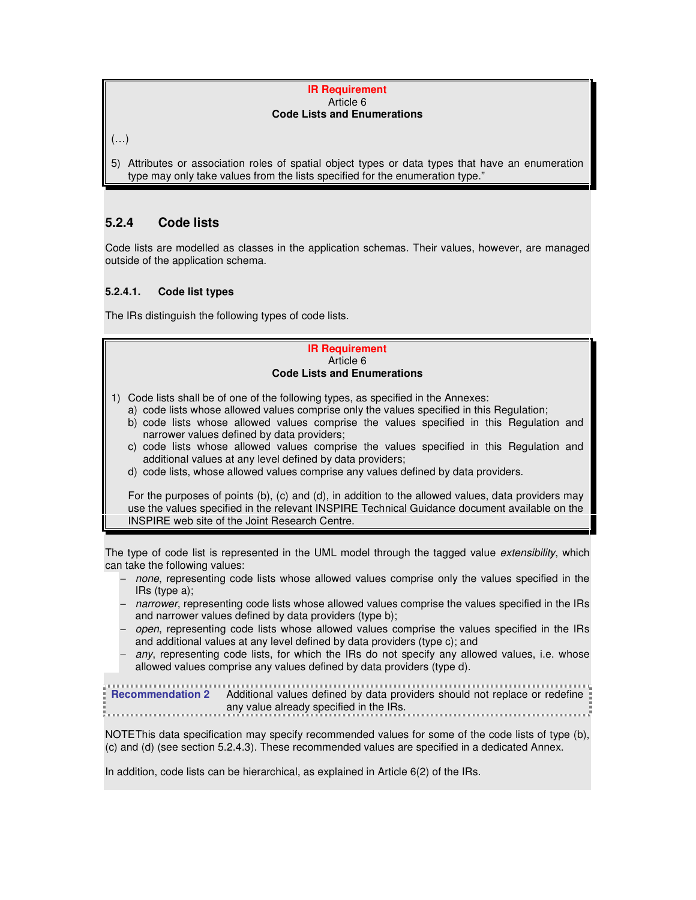**IR Requirement**
Article 6
**Code Lists and Enumerations**

(…)

5) Attributes or association roles of spatial object types or data types that have an enumeration type may only take values from the lists specified for the enumeration type."

### 5.2.4 Code lists

Code lists are modelled as classes in the application schemas. Their values, however, are managed outside of the application schema.

#### 5.2.4.1. Code list types

The IRs distinguish the following types of code lists.

**IR Requirement**
Article 6
**Code Lists and Enumerations**

1) Code lists shall be of one of the following types, as specified in the Annexes:
   a) code lists whose allowed values comprise only the values specified in this Regulation;
   b) code lists whose allowed values comprise the values specified in this Regulation and narrower values defined by data providers;
   c) code lists whose allowed values comprise the values specified in this Regulation and additional values at any level defined by data providers;
   d) code lists, whose allowed values comprise any values defined by data providers.

   For the purposes of points (b), (c) and (d), in addition to the allowed values, data providers may use the values specified in the relevant INSPIRE Technical Guidance document available on the INSPIRE web site of the Joint Research Centre.

The type of code list is represented in the UML model through the tagged value *extensibility*, which can take the following values:

- *none*, representing code lists whose allowed values comprise only the values specified in the IRs (type a);
- *narrower*, representing code lists whose allowed values comprise the values specified in the IRs and narrower values defined by data providers (type b);
- *open*, representing code lists whose allowed values comprise the values specified in the IRs and additional values at any level defined by data providers (type c); and
- *any*, representing code lists, for which the IRs do not specify any allowed values, i.e. whose allowed values comprise any values defined by data providers (type d).

**Recommendation 2** Additional values defined by data providers should not replace or redefine any value already specified in the IRs.

NOTE This data specification may specify recommended values for some of the code lists of type (b), (c) and (d) (see section 5.2.4.3). These recommended values are specified in a dedicated Annex.

In addition, code lists can be hierarchical, as explained in Article 6(2) of the IRs.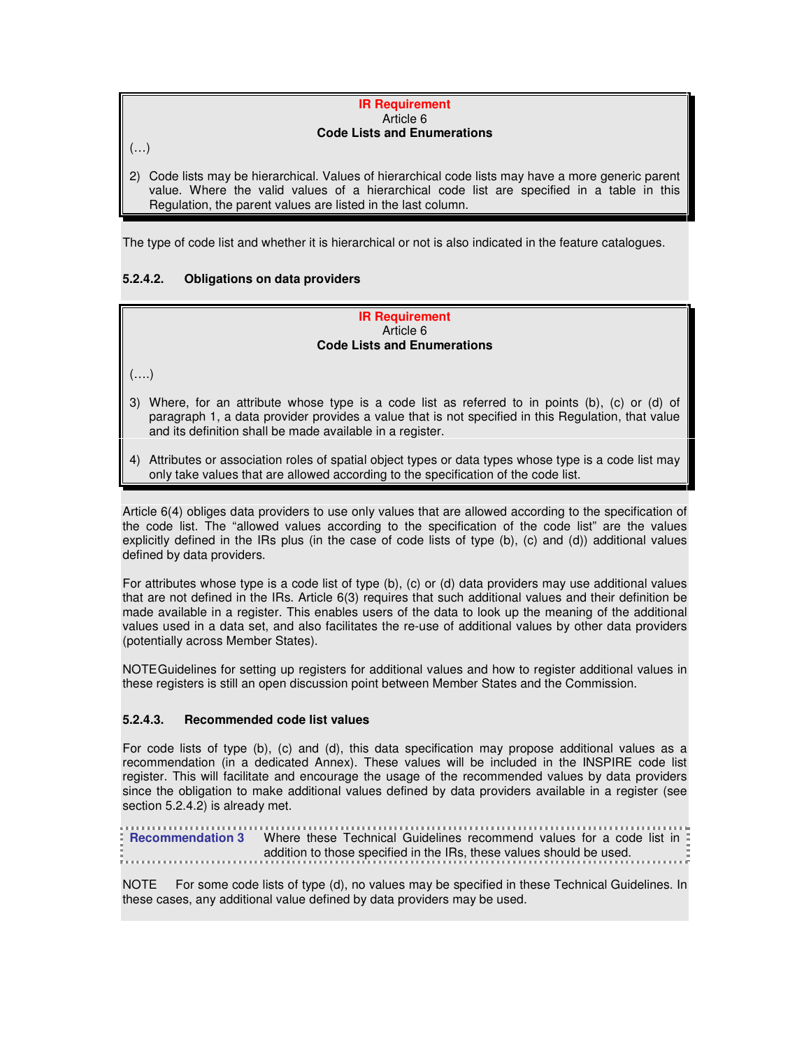**IR Requirement**
Article 6
**Code Lists and Enumerations**

(…)

2) Code lists may be hierarchical. Values of hierarchical code lists may have a more generic parent value. Where the valid values of a hierarchical code list are specified in a table in this Regulation, the parent values are listed in the last column.

The type of code list and whether it is hierarchical or not is also indicated in the feature catalogues.

#### 5.2.4.2. Obligations on data providers

**IR Requirement**
Article 6
**Code Lists and Enumerations**

(….)

3) Where, for an attribute whose type is a code list as referred to in points (b), (c) or (d) of paragraph 1, a data provider provides a value that is not specified in this Regulation, that value and its definition shall be made available in a register.

4) Attributes or association roles of spatial object types or data types whose type is a code list may only take values that are allowed according to the specification of the code list.

Article 6(4) obliges data providers to use only values that are allowed according to the specification of the code list. The "allowed values according to the specification of the code list" are the values explicitly defined in the IRs plus (in the case of code lists of type (b), (c) and (d)) additional values defined by data providers.

For attributes whose type is a code list of type (b), (c) or (d) data providers may use additional values that are not defined in the IRs. Article 6(3) requires that such additional values and their definition be made available in a register. This enables users of the data to look up the meaning of the additional values used in a data set, and also facilitates the re-use of additional values by other data providers (potentially across Member States).

NOTE Guidelines for setting up registers for additional values and how to register additional values in these registers is still an open discussion point between Member States and the Commission.

#### 5.2.4.3. Recommended code list values

For code lists of type (b), (c) and (d), this data specification may propose additional values as a recommendation (in a dedicated Annex). These values will be included in the INSPIRE code list register. This will facilitate and encourage the usage of the recommended values by data providers since the obligation to make additional values defined by data providers available in a register (see section 5.2.4.2) is already met.

**Recommendation 3** Where these Technical Guidelines recommend values for a code list in addition to those specified in the IRs, these values should be used.

NOTE For some code lists of type (d), no values may be specified in these Technical Guidelines. In these cases, any additional value defined by data providers may be used.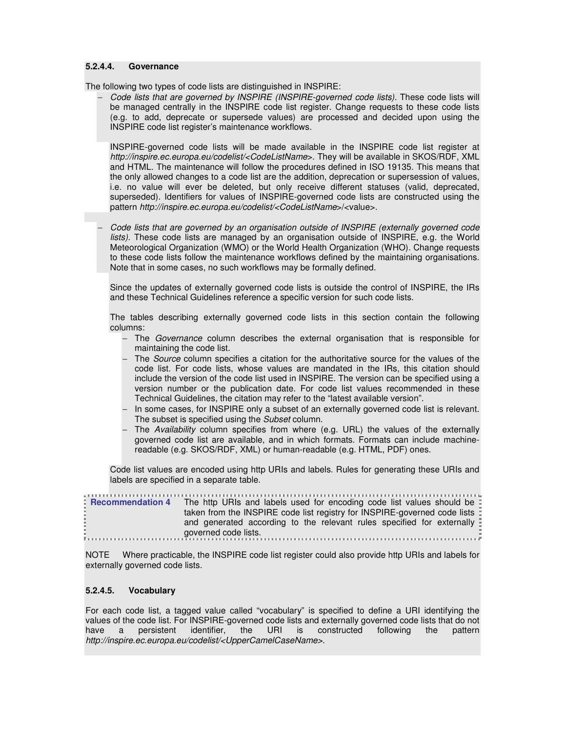#### 5.2.4.4. Governance

The following two types of code lists are distinguished in INSPIRE:

- *Code lists that are governed by INSPIRE (INSPIRE-governed code lists).* These code lists will be managed centrally in the INSPIRE code list register. Change requests to these code lists (e.g. to add, deprecate or supersede values) are processed and decided upon using the INSPIRE code list register's maintenance workflows.

  INSPIRE-governed code lists will be made available in the INSPIRE code list register at *http://inspire.ec.europa.eu/codelist/<CodeListName>*. They will be available in SKOS/RDF, XML and HTML. The maintenance will follow the procedures defined in ISO 19135. This means that the only allowed changes to a code list are the addition, deprecation or supersession of values, i.e. no value will ever be deleted, but only receive different statuses (valid, deprecated, superseded). Identifiers for values of INSPIRE-governed code lists are constructed using the pattern *http://inspire.ec.europa.eu/codelist/<CodeListName>*/<value>.

- *Code lists that are governed by an organisation outside of INSPIRE (externally governed code lists).* These code lists are managed by an organisation outside of INSPIRE, e.g. the World Meteorological Organization (WMO) or the World Health Organization (WHO). Change requests to these code lists follow the maintenance workflows defined by the maintaining organisations. Note that in some cases, no such workflows may be formally defined.

  Since the updates of externally governed code lists is outside the control of INSPIRE, the IRs and these Technical Guidelines reference a specific version for such code lists.

  The tables describing externally governed code lists in this section contain the following columns:
  - The *Governance* column describes the external organisation that is responsible for maintaining the code list.
  - The *Source* column specifies a citation for the authoritative source for the values of the code list. For code lists, whose values are mandated in the IRs, this citation should include the version of the code list used in INSPIRE. The version can be specified using a version number or the publication date. For code list values recommended in these Technical Guidelines, the citation may refer to the "latest available version".
  - In some cases, for INSPIRE only a subset of an externally governed code list is relevant. The subset is specified using the *Subset* column.
  - The *Availability* column specifies from where (e.g. URL) the values of the externally governed code list are available, and in which formats. Formats can include machine-readable (e.g. SKOS/RDF, XML) or human-readable (e.g. HTML, PDF) ones.

  Code list values are encoded using http URIs and labels. Rules for generating these URIs and labels are specified in a separate table.

**Recommendation 4** The http URIs and labels used for encoding code list values should be taken from the INSPIRE code list registry for INSPIRE-governed code lists and generated according to the relevant rules specified for externally governed code lists.

NOTE Where practicable, the INSPIRE code list register could also provide http URIs and labels for externally governed code lists.

#### 5.2.4.5. Vocabulary

For each code list, a tagged value called "vocabulary" is specified to define a URI identifying the values of the code list. For INSPIRE-governed code lists and externally governed code lists that do not have a persistent identifier, the URI is constructed following the pattern *http://inspire.ec.europa.eu/codelist/<UpperCamelCaseName>*.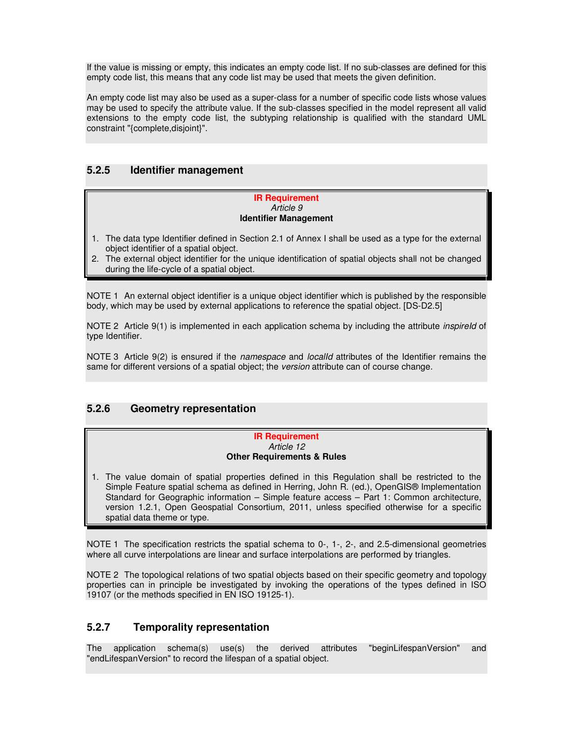If the value is missing or empty, this indicates an empty code list. If no sub-classes are defined for this empty code list, this means that any code list may be used that meets the given definition.

An empty code list may also be used as a super-class for a number of specific code lists whose values may be used to specify the attribute value. If the sub-classes specified in the model represent all valid extensions to the empty code list, the subtyping relationship is qualified with the standard UML constraint "{complete,disjoint}".

### 5.2.5 Identifier management

> **IR Requirement**
> *Article 9*
> **Identifier Management**
>
> 1. The data type Identifier defined in Section 2.1 of Annex I shall be used as a type for the external object identifier of a spatial object.
> 2. The external object identifier for the unique identification of spatial objects shall not be changed during the life-cycle of a spatial object.

NOTE 1 An external object identifier is a unique object identifier which is published by the responsible body, which may be used by external applications to reference the spatial object. [DS-D2.5]

NOTE 2 Article 9(1) is implemented in each application schema by including the attribute *inspireId* of type Identifier.

NOTE 3 Article 9(2) is ensured if the *namespace* and *localId* attributes of the Identifier remains the same for different versions of a spatial object; the *version* attribute can of course change.

### 5.2.6 Geometry representation

> **IR Requirement**
> *Article 12*
> **Other Requirements & Rules**
>
> 1. The value domain of spatial properties defined in this Regulation shall be restricted to the Simple Feature spatial schema as defined in Herring, John R. (ed.), OpenGIS® Implementation Standard for Geographic information – Simple feature access – Part 1: Common architecture, version 1.2.1, Open Geospatial Consortium, 2011, unless specified otherwise for a specific spatial data theme or type.

NOTE 1 The specification restricts the spatial schema to 0-, 1-, 2-, and 2.5-dimensional geometries where all curve interpolations are linear and surface interpolations are performed by triangles.

NOTE 2 The topological relations of two spatial objects based on their specific geometry and topology properties can in principle be investigated by invoking the operations of the types defined in ISO 19107 (or the methods specified in EN ISO 19125-1).

### 5.2.7 Temporality representation

The application schema(s) use(s) the derived attributes "beginLifespanVersion" and "endLifespanVersion" to record the lifespan of a spatial object.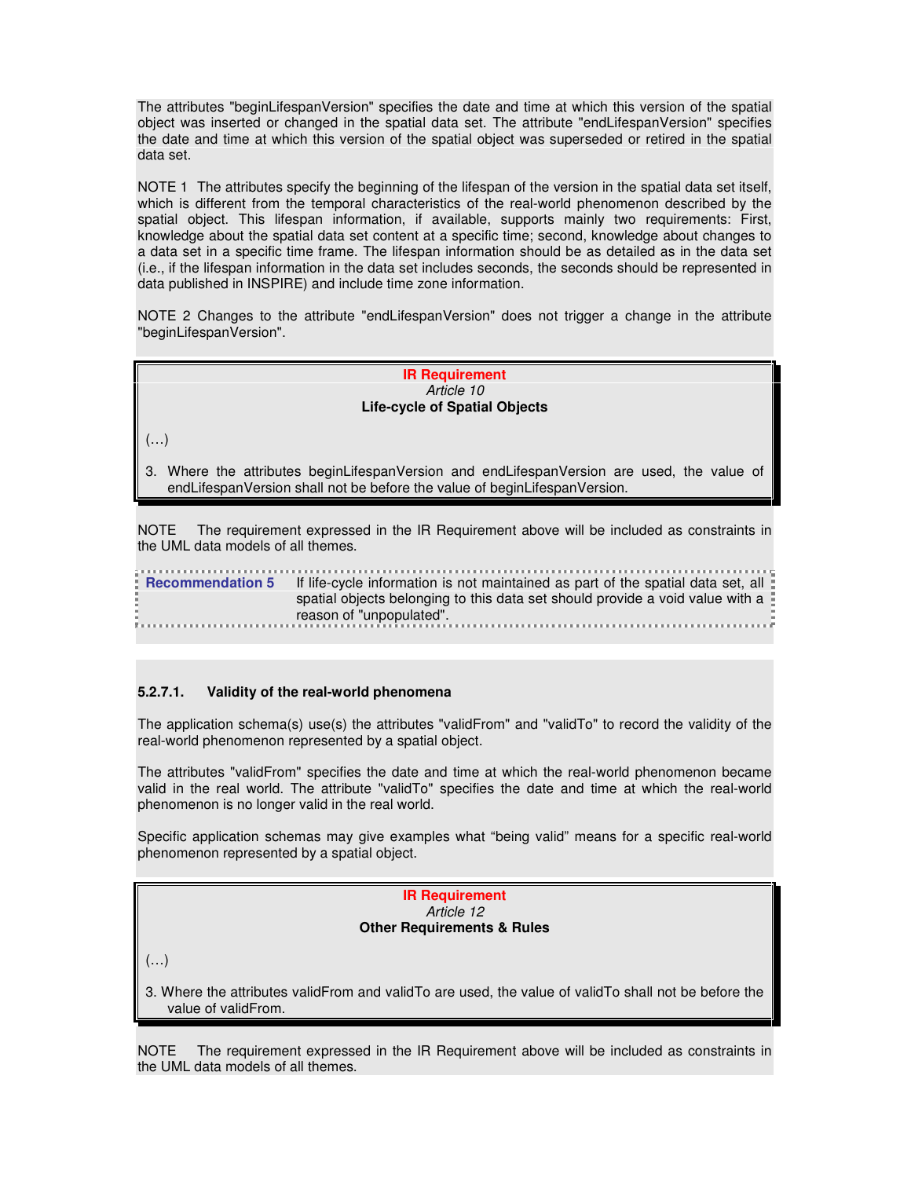The attributes "beginLifespanVersion" specifies the date and time at which this version of the spatial object was inserted or changed in the spatial data set. The attribute "endLifespanVersion" specifies the date and time at which this version of the spatial object was superseded or retired in the spatial data set.

NOTE 1 The attributes specify the beginning of the lifespan of the version in the spatial data set itself, which is different from the temporal characteristics of the real-world phenomenon described by the spatial object. This lifespan information, if available, supports mainly two requirements: First, knowledge about the spatial data set content at a specific time; second, knowledge about changes to a data set in a specific time frame. The lifespan information should be as detailed as in the data set (i.e., if the lifespan information in the data set includes seconds, the seconds should be represented in data published in INSPIRE) and include time zone information.

NOTE 2 Changes to the attribute "endLifespanVersion" does not trigger a change in the attribute "beginLifespanVersion".

> **IR Requirement**
> *Article 10*
> **Life-cycle of Spatial Objects**
>
> (…)
>
> 3. Where the attributes beginLifespanVersion and endLifespanVersion are used, the value of endLifespanVersion shall not be before the value of beginLifespanVersion.

NOTE The requirement expressed in the IR Requirement above will be included as constraints in the UML data models of all themes.

> **Recommendation 5** If life-cycle information is not maintained as part of the spatial data set, all spatial objects belonging to this data set should provide a void value with a reason of "unpopulated".

#### 5.2.7.1. Validity of the real-world phenomena

The application schema(s) use(s) the attributes "validFrom" and "validTo" to record the validity of the real-world phenomenon represented by a spatial object.

The attributes "validFrom" specifies the date and time at which the real-world phenomenon became valid in the real world. The attribute "validTo" specifies the date and time at which the real-world phenomenon is no longer valid in the real world.

Specific application schemas may give examples what "being valid" means for a specific real-world phenomenon represented by a spatial object.

> **IR Requirement**
> *Article 12*
> **Other Requirements & Rules**
>
> (…)
>
> 3. Where the attributes validFrom and validTo are used, the value of validTo shall not be before the value of validFrom.

NOTE The requirement expressed in the IR Requirement above will be included as constraints in the UML data models of all themes.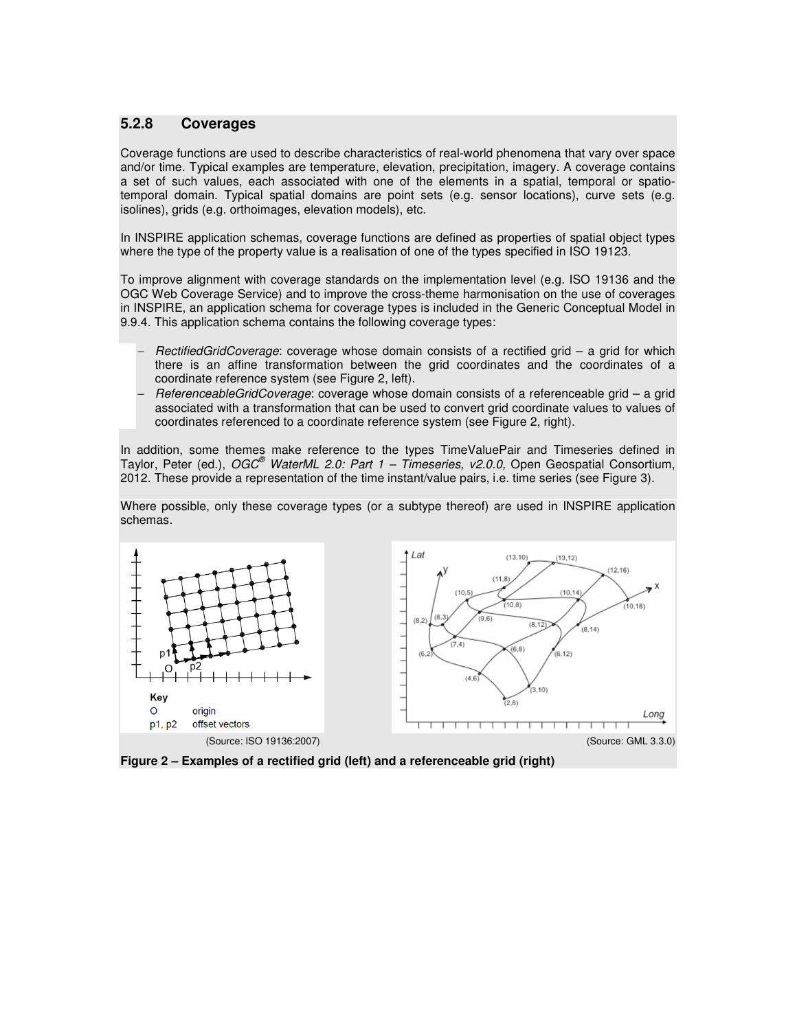### 5.2.8 Coverages

Coverage functions are used to describe characteristics of real-world phenomena that vary over space and/or time. Typical examples are temperature, elevation, precipitation, imagery. A coverage contains a set of such values, each associated with one of the elements in a spatial, temporal or spatio-temporal domain. Typical spatial domains are point sets (e.g. sensor locations), curve sets (e.g. isolines), grids (e.g. orthoimages, elevation models), etc.

In INSPIRE application schemas, coverage functions are defined as properties of spatial object types where the type of the property value is a realisation of one of the types specified in ISO 19123.

To improve alignment with coverage standards on the implementation level (e.g. ISO 19136 and the OGC Web Coverage Service) and to improve the cross-theme harmonisation on the use of coverages in INSPIRE, an application schema for coverage types is included in the Generic Conceptual Model in 9.9.4. This application schema contains the following coverage types:

- *RectifiedGridCoverage*: coverage whose domain consists of a rectified grid – a grid for which there is an affine transformation between the grid coordinates and the coordinates of a coordinate reference system (see Figure 2, left).
- *ReferenceableGridCoverage*: coverage whose domain consists of a referenceable grid – a grid associated with a transformation that can be used to convert grid coordinate values to values of coordinates referenced to a coordinate reference system (see Figure 2, right).

In addition, some themes make reference to the types TimeValuePair and Timeseries defined in Taylor, Peter (ed.), *OGC® WaterML 2.0: Part 1 – Timeseries, v2.0.0,* Open Geospatial Consortium, 2012. These provide a representation of the time instant/value pairs, i.e. time series (see Figure 3).

Where possible, only these coverage types (or a subtype thereof) are used in INSPIRE application schemas.

(Source: ISO 19136:2007) (Source: GML 3.3.0)

**Figure 2 – Examples of a rectified grid (left) and a referenceable grid (right)**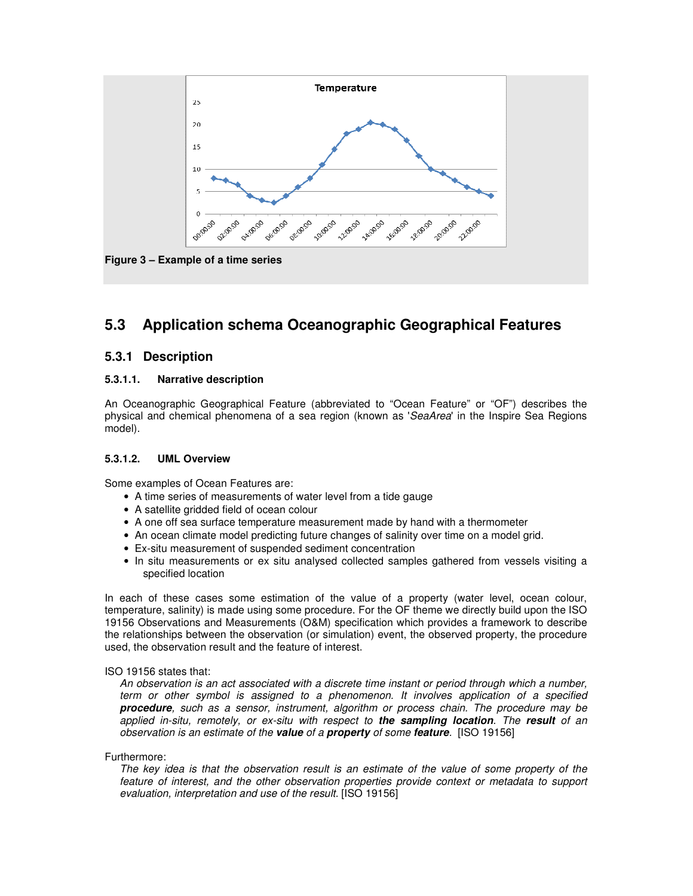Figure 3 – Example of a time series

## 5.3 Application schema Oceanographic Geographical Features

### 5.3.1 Description

#### 5.3.1.1. Narrative description

An Oceanographic Geographical Feature (abbreviated to “Ocean Feature” or “OF”) describes the physical and chemical phenomena of a sea region (known as '*SeaArea*' in the Inspire Sea Regions model).

#### 5.3.1.2. UML Overview

Some examples of Ocean Features are:

- A time series of measurements of water level from a tide gauge
- A satellite gridded field of ocean colour
- A one off sea surface temperature measurement made by hand with a thermometer
- An ocean climate model predicting future changes of salinity over time on a model grid.
- Ex-situ measurement of suspended sediment concentration
- In situ measurements or ex situ analysed collected samples gathered from vessels visiting a specified location

In each of these cases some estimation of the value of a property (water level, ocean colour, temperature, salinity) is made using some procedure. For the OF theme we directly build upon the ISO 19156 Observations and Measurements (O&M) specification which provides a framework to describe the relationships between the observation (or simulation) event, the observed property, the procedure used, the observation result and the feature of interest.

ISO 19156 states that:

*An observation is an act associated with a discrete time instant or period through which a number, term or other symbol is assigned to a phenomenon. It involves application of a specified* ***procedure****, such as a sensor, instrument, algorithm or process chain. The procedure may be applied in-situ, remotely, or ex-situ with respect to* ***the sampling location****. The* ***result*** *of an observation is an estimate of the* ***value*** *of a* ***property*** *of some* ***feature****.* [ISO 19156]

Furthermore:

*The key idea is that the observation result is an estimate of the value of some property of the feature of interest, and the other observation properties provide context or metadata to support evaluation, interpretation and use of the result.* [ISO 19156]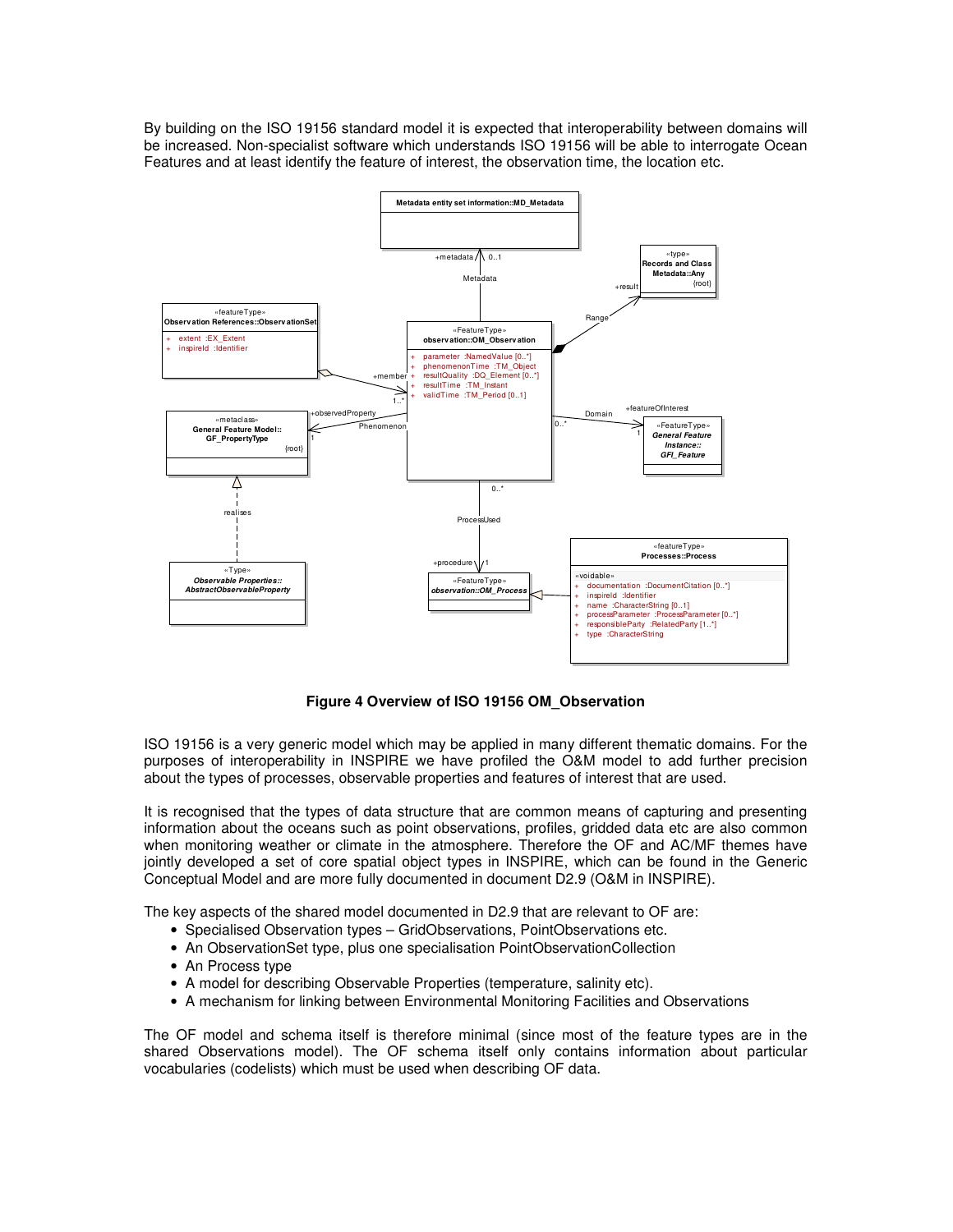By building on the ISO 19156 standard model it is expected that interoperability between domains will be increased. Non-specialist software which understands ISO 19156 will be able to interrogate Ocean Features and at least identify the feature of interest, the observation time, the location etc.

**Figure 4 Overview of ISO 19156 OM_Observation**

ISO 19156 is a very generic model which may be applied in many different thematic domains. For the purposes of interoperability in INSPIRE we have profiled the O&M model to add further precision about the types of processes, observable properties and features of interest that are used.

It is recognised that the types of data structure that are common means of capturing and presenting information about the oceans such as point observations, profiles, gridded data etc are also common when monitoring weather or climate in the atmosphere. Therefore the OF and AC/MF themes have jointly developed a set of core spatial object types in INSPIRE, which can be found in the Generic Conceptual Model and are more fully documented in document D2.9 (O&M in INSPIRE).

The key aspects of the shared model documented in D2.9 that are relevant to OF are:

- Specialised Observation types – GridObservations, PointObservations etc.
- An ObservationSet type, plus one specialisation PointObservationCollection
- An Process type
- A model for describing Observable Properties (temperature, salinity etc).
- A mechanism for linking between Environmental Monitoring Facilities and Observations

The OF model and schema itself is therefore minimal (since most of the feature types are in the shared Observations model). The OF schema itself only contains information about particular vocabularies (codelists) which must be used when describing OF data.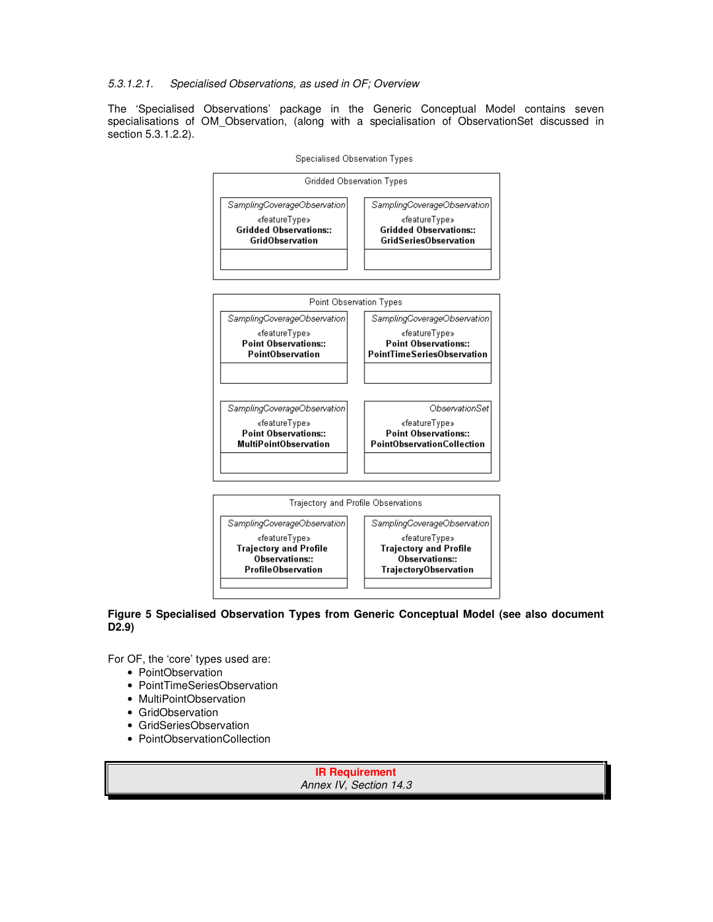*5.3.1.2.1. Specialised Observations, as used in OF; Overview*

The 'Specialised Observations' package in the Generic Conceptual Model contains seven specialisations of OM_Observation, (along with a specialisation of ObservationSet discussed in section 5.3.1.2.2).

Specialised Observation Types

Gridded Observation Types

- *SamplingCoverageObservation* «featureType» **Gridded Observations:: GridObservation**
- *SamplingCoverageObservation* «featureType» **Gridded Observations:: GridSeriesObservation**

Point Observation Types

- *SamplingCoverageObservation* «featureType» **Point Observations:: PointObservation**
- *SamplingCoverageObservation* «featureType» **Point Observations:: PointTimeSeriesObservation**
- *SamplingCoverageObservation* «featureType» **Point Observations:: MultiPointObservation**
- *ObservationSet* «featureType» **Point Observations:: PointObservationCollection**

Trajectory and Profile Observations

- *SamplingCoverageObservation* «featureType» **Trajectory and Profile Observations:: ProfileObservation**
- *SamplingCoverageObservation* «featureType» **Trajectory and Profile Observations:: TrajectoryObservation**

**Figure 5 Specialised Observation Types from Generic Conceptual Model (see also document D2.9)**

For OF, the 'core' types used are:

- PointObservation
- PointTimeSeriesObservation
- MultiPointObservation
- GridObservation
- GridSeriesObservation
- PointObservationCollection

| **IR Requirement** |
| --- |
| *Annex IV, Section 14.3* |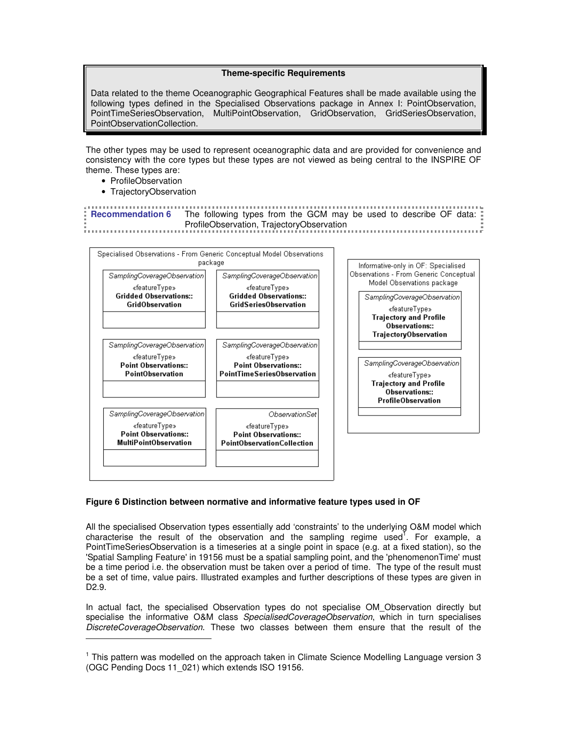**Theme-specific Requirements**

Data related to the theme Oceanographic Geographical Features shall be made available using the following types defined in the Specialised Observations package in Annex I: PointObservation, PointTimeSeriesObservation, MultiPointObservation, GridObservation, GridSeriesObservation, PointObservationCollection.

The other types may be used to represent oceanographic data and are provided for convenience and consistency with the core types but these types are not viewed as being central to the INSPIRE OF theme. These types are:

- ProfileObservation
- TrajectoryObservation

**Recommendation 6** The following types from the GCM may be used to describe OF data: ProfileObservation, TrajectoryObservation

Specialised Observations - From Generic Conceptual Model Observations package

| *SamplingCoverageObservation* «featureType» **Gridded Observations:: GridObservation** | *SamplingCoverageObservation* «featureType» **Gridded Observations:: GridSeriesObservation** |
|---|---|
| *SamplingCoverageObservation* «featureType» **Point Observations:: PointObservation** | *SamplingCoverageObservation* «featureType» **Point Observations:: PointTimeSeriesObservation** |
| *SamplingCoverageObservation* «featureType» **Point Observations:: MultiPointObservation** | *ObservationSet* «featureType» **Point Observations:: PointObservationCollection** |

Informative-only in OF: Specialised Observations - From Generic Conceptual Model Observations package

| *SamplingCoverageObservation* «featureType» **Trajectory and Profile Observations:: TrajectoryObservation** |
|---|
| *SamplingCoverageObservation* «featureType» **Trajectory and Profile Observations:: ProfileObservation** |

**Figure 6 Distinction between normative and informative feature types used in OF**

All the specialised Observation types essentially add 'constraints' to the underlying O&M model which characterise the result of the observation and the sampling regime used[1]. For example, a PointTimeSeriesObservation is a timeseries at a single point in space (e.g. at a fixed station), so the 'Spatial Sampling Feature' in 19156 must be a spatial sampling point, and the 'phenomenonTime' must be a time period i.e. the observation must be taken over a period of time. The type of the result must be a set of time, value pairs. Illustrated examples and further descriptions of these types are given in D2.9.

In actual fact, the specialised Observation types do not specialise OM_Observation directly but specialise the informative O&M class *SpecialisedCoverageObservation*, which in turn specialises *DiscreteCoverageObservation*. These two classes between them ensure that the result of the

[1] This pattern was modelled on the approach taken in Climate Science Modelling Language version 3 (OGC Pending Docs 11_021) which extends ISO 19156.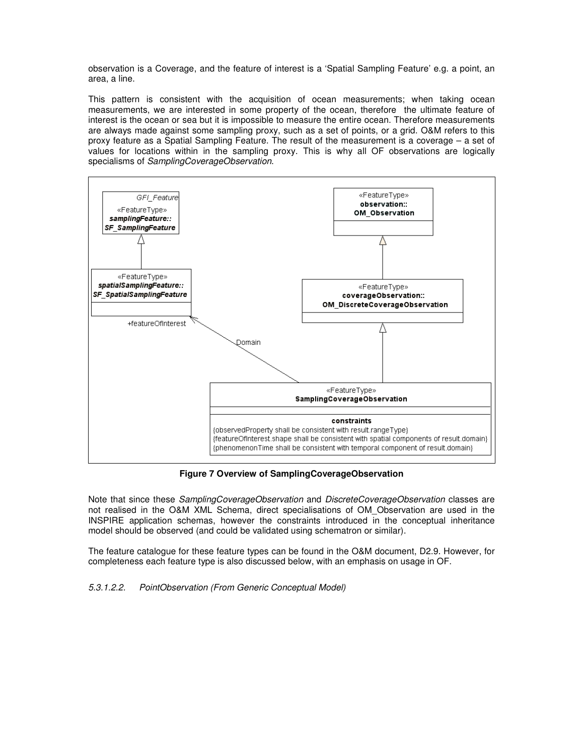observation is a Coverage, and the feature of interest is a 'Spatial Sampling Feature' e.g. a point, an area, a line.

This pattern is consistent with the acquisition of ocean measurements; when taking ocean measurements, we are interested in some property of the ocean, therefore the ultimate feature of interest is the ocean or sea but it is impossible to measure the entire ocean. Therefore measurements are always made against some sampling proxy, such as a set of points, or a grid. O&M refers to this proxy feature as a Spatial Sampling Feature. The result of the measurement is a coverage – a set of values for locations within in the sampling proxy. This is why all OF observations are logically specialisms of *SamplingCoverageObservation*.

**Figure 7 Overview of SamplingCoverageObservation**

Note that since these *SamplingCoverageObservation* and *DiscreteCoverageObservation* classes are not realised in the O&M XML Schema, direct specialisations of OM_Observation are used in the INSPIRE application schemas, however the constraints introduced in the conceptual inheritance model should be observed (and could be validated using schematron or similar).

The feature catalogue for these feature types can be found in the O&M document, D2.9. However, for completeness each feature type is also discussed below, with an emphasis on usage in OF.

*5.3.1.2.2. PointObservation (From Generic Conceptual Model)*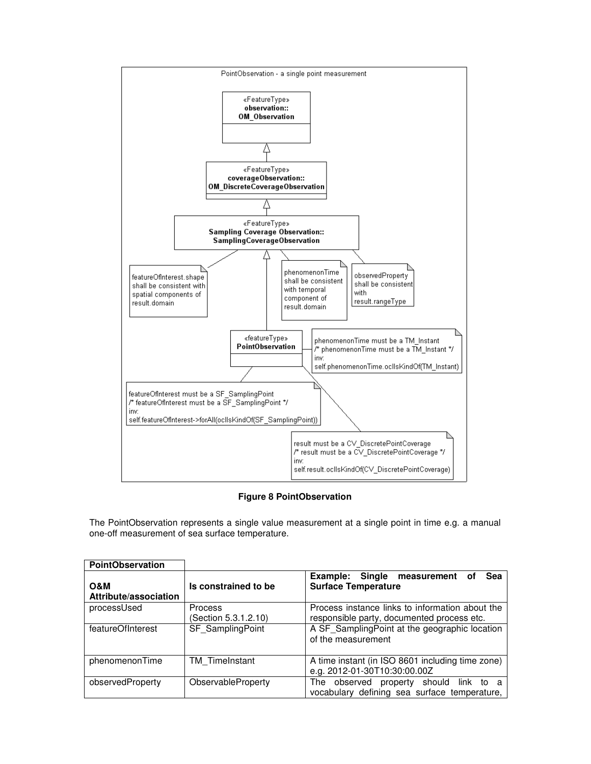PointObservation - a single point measurement

«FeatureType»
**observation::OM_Observation**

«FeatureType»
**coverageObservation::OM_DiscreteCoverageObservation**

«FeatureType»
**Sampling Coverage Observation::SamplingCoverageObservation**

featureOfInterest.shape shall be consistent with spatial components of result.domain

phenomenonTime shall be consistent with temporal component of result.domain

observedProperty shall be consistent with result.rangeType

«featureType»
**PointObservation**

phenomenonTime must be a TM_Instant
/* phenomenonTime must be a TM_Instant */
inv:
self.phenomenonTime.oclIsKindOf(TM_Instant)

featureOfInterest must be a SF_SamplingPoint
/* featureOfInterest must be a SF_SamplingPoint */
inv:
self.featureOfInterest->forAll(oclIsKindOf(SF_SamplingPoint))

result must be a CV_DiscretePointCoverage
/* result must be a CV_DiscretePointCoverage */
inv:
self.result.oclIsKindOf(CV_DiscretePointCoverage)

**Figure 8 PointObservation**

The PointObservation represents a single value measurement at a single point in time e.g. a manual one-off measurement of sea surface temperature.

| **PointObservation** | | |
|---|---|---|
| **O&M Attribute/association** | **Is constrained to be** | **Example: Single measurement of Sea Surface Temperature** |
| processUsed | Process (Section 5.3.1.2.10) | Process instance links to information about the responsible party, documented process etc. |
| featureOfInterest | SF_SamplingPoint | A SF_SamplingPoint at the geographic location of the measurement |
| phenomenonTime | TM_TimeInstant | A time instant (in ISO 8601 including time zone) e.g. 2012-01-30T10:30:00.00Z |
| observedProperty | ObservableProperty | The observed property should link to a vocabulary defining sea surface temperature, |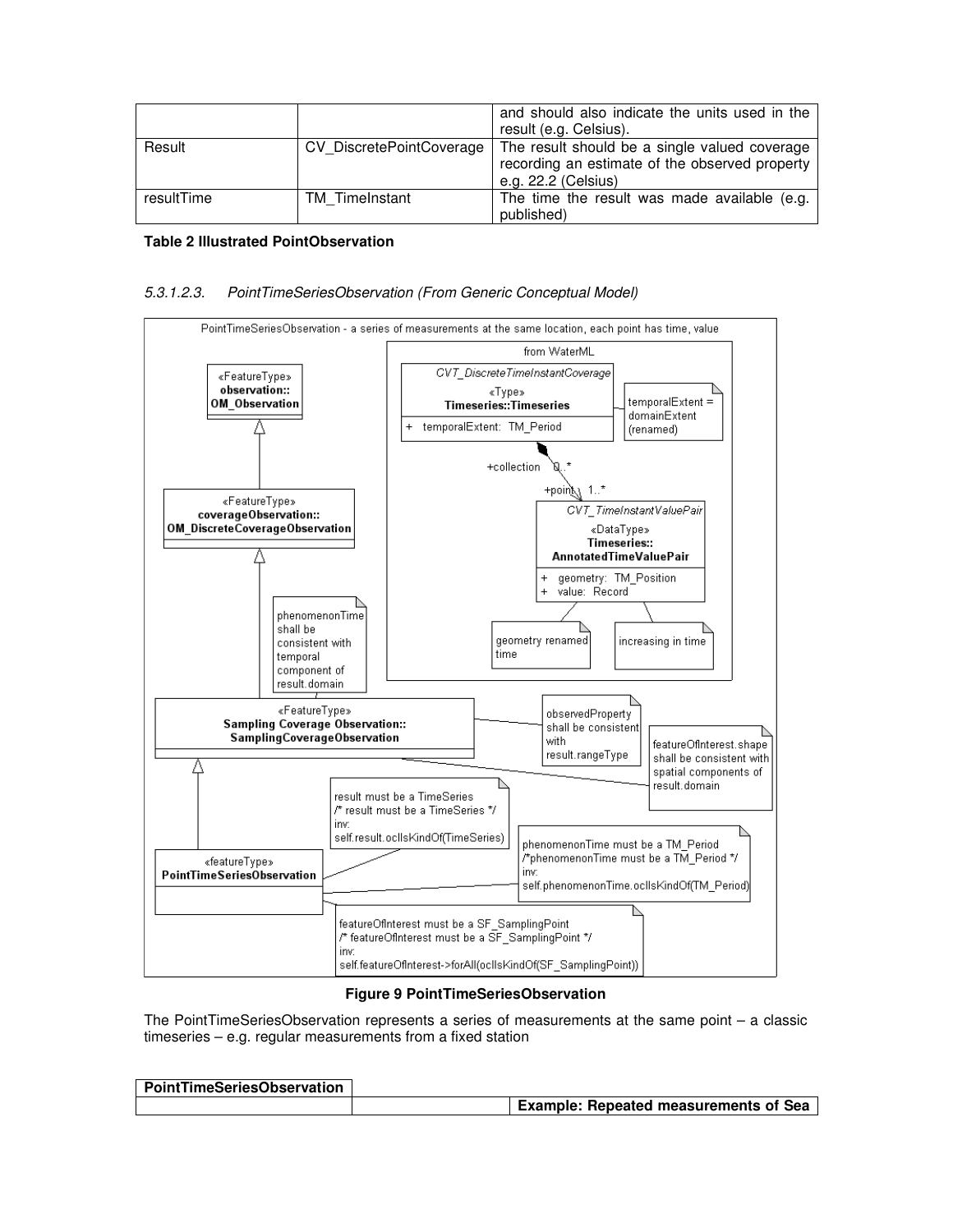|  |  | and should also indicate the units used in the result (e.g. Celsius). |
|---|---|---|
| Result | CV_DiscretePointCoverage | The result should be a single valued coverage recording an estimate of the observed property e.g. 22.2 (Celsius) |
| resultTime | TM_TimeInstant | The time the result was made available (e.g. published) |

**Table 2 Illustrated PointObservation**

#### *5.3.1.2.3. PointTimeSeriesObservation (From Generic Conceptual Model)*

**Figure 9 PointTimeSeriesObservation**

The PointTimeSeriesObservation represents a series of measurements at the same point – a classic timeseries – e.g. regular measurements from a fixed station

| **PointTimeSeriesObservation** |  |  |
|---|---|---|
|  |  | **Example: Repeated measurements of Sea** |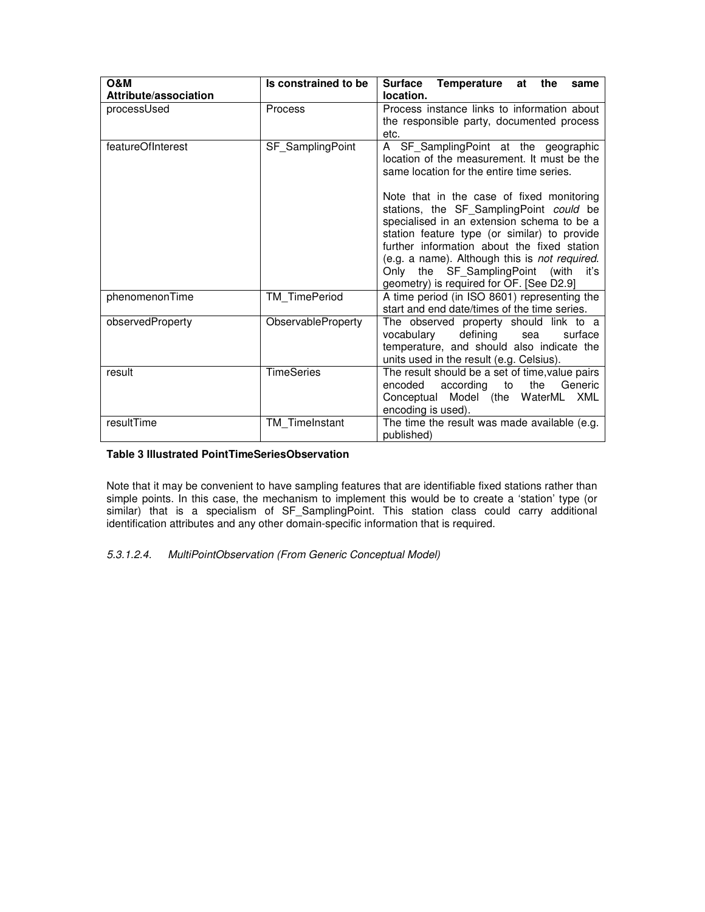| O&M Attribute/association | Is constrained to be | Surface Temperature at the same location. |
|---|---|---|
| processUsed | Process | Process instance links to information about the responsible party, documented process etc. |
| featureOfInterest | SF_SamplingPoint | A SF_SamplingPoint at the geographic location of the measurement. It must be the same location for the entire time series.<br><br>Note that in the case of fixed monitoring stations, the SF_SamplingPoint *could* be specialised in an extension schema to be a station feature type (or similar) to provide further information about the fixed station (e.g. a name). Although this is *not required*. Only the SF_SamplingPoint (with it's geometry) is required for OF. [See D2.9] |
| phenomenonTime | TM_TimePeriod | A time period (in ISO 8601) representing the start and end date/times of the time series. |
| observedProperty | ObservableProperty | The observed property should link to a vocabulary defining sea surface temperature, and should also indicate the units used in the result (e.g. Celsius). |
| result | TimeSeries | The result should be a set of time,value pairs encoded according to the Generic Conceptual Model (the WaterML XML encoding is used). |
| resultTime | TM_TimeInstant | The time the result was made available (e.g. published) |

**Table 3 Illustrated PointTimeSeriesObservation**

Note that it may be convenient to have sampling features that are identifiable fixed stations rather than simple points. In this case, the mechanism to implement this would be to create a 'station' type (or similar) that is a specialism of SF_SamplingPoint. This station class could carry additional identification attributes and any other domain-specific information that is required.

*5.3.1.2.4. MultiPointObservation (From Generic Conceptual Model)*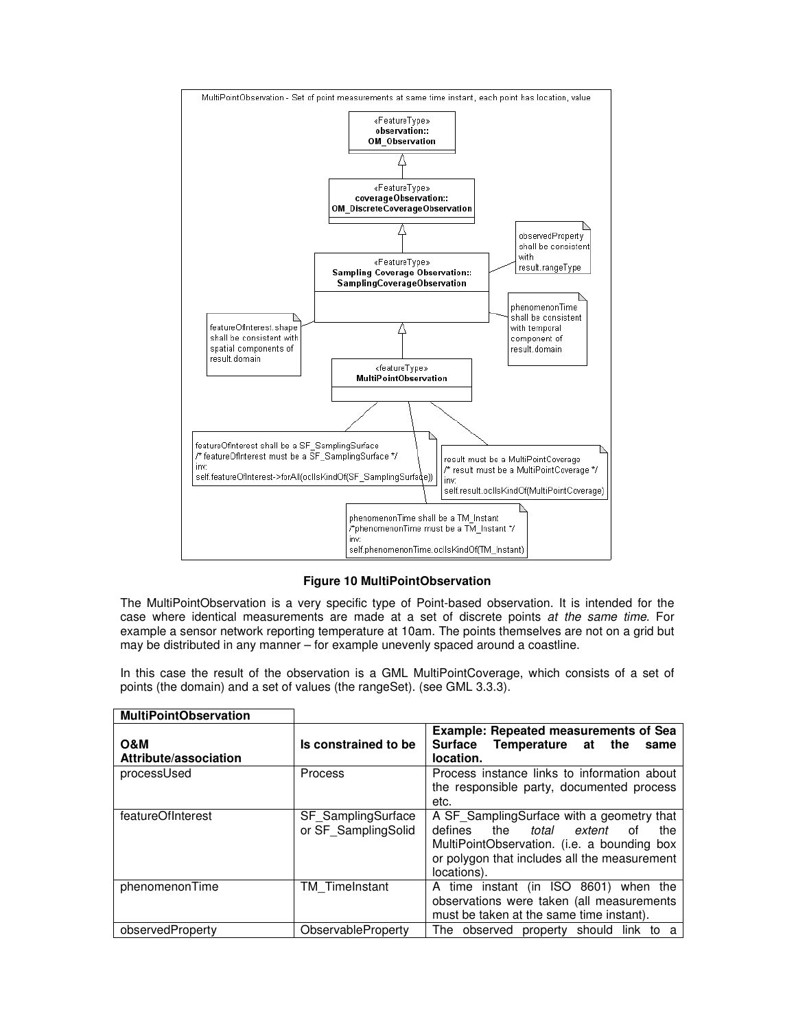**Figure 10 MultiPointObservation**

The MultiPointObservation is a very specific type of Point-based observation. It is intended for the case where identical measurements are made at a set of discrete points *at the same time*. For example a sensor network reporting temperature at 10am. The points themselves are not on a grid but may be distributed in any manner – for example unevenly spaced around a coastline.

In this case the result of the observation is a GML MultiPointCoverage, which consists of a set of points (the domain) and a set of values (the rangeSet). (see GML 3.3.3).

| **MultiPointObservation** | | |
|---|---|---|
| **O&M Attribute/association** | **Is constrained to be** | **Example: Repeated measurements of Sea Surface Temperature at the same location.** |
| processUsed | Process | Process instance links to information about the responsible party, documented process etc. |
| featureOfInterest | SF_SamplingSurface or SF_SamplingSolid | A SF_SamplingSurface with a geometry that defines the *total extent* of the MultiPointObservation. (i.e. a bounding box or polygon that includes all the measurement locations). |
| phenomenonTime | TM_TimeInstant | A time instant (in ISO 8601) when the observations were taken (all measurements must be taken at the same time instant). |
| observedProperty | ObservableProperty | The observed property should link to a |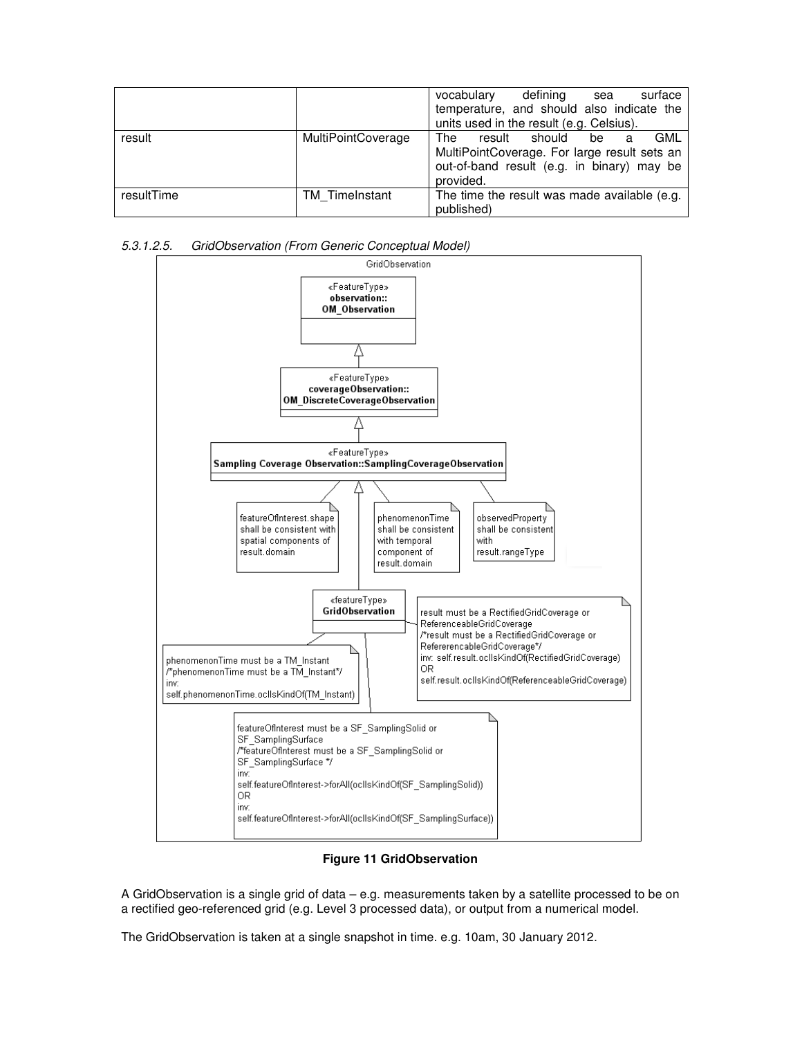| | | vocabulary defining sea surface temperature, and should also indicate the units used in the result (e.g. Celsius). |
|---|---|---|
| result | MultiPointCoverage | The result should be a GML MultiPointCoverage. For large result sets an out-of-band result (e.g. in binary) may be provided. |
| resultTime | TM_TimeInstant | The time the result was made available (e.g. published) |

*5.3.1.2.5. GridObservation (From Generic Conceptual Model)*

GridObservation

«FeatureType»
**observation::OM_Observation**

«FeatureType»
**coverageObservation::OM_DiscreteCoverageObservation**

«FeatureType»
**Sampling Coverage Observation::SamplingCoverageObservation**

featureOfInterest.shape shall be consistent with spatial components of result.domain

phenomenonTime shall be consistent with temporal component of result.domain

observedProperty shall be consistent with result.rangeType

«featureType»
**GridObservation**

result must be a RectifiedGridCoverage or ReferenceableGridCoverage
/*result must be a RectifiedGridCoverage or RefererencableGridCoverage*/
inv: self.result.oclIsKindOf(RectifiedGridCoverage)
OR
self.result.oclIsKindOf(ReferenceableGridCoverage)

phenomenonTime must be a TM_Instant
/*phenomenonTime must be a TM_Instant*/
inv:
self.phenomenonTime.oclIsKindOf(TM_Instant)

featureOfInterest must be a SF_SamplingSolid or SF_SamplingSurface
/*featureOfInterest must be a SF_SamplingSolid or SF_SamplingSurface */
inv:
self.featureOfInterest->forAll(oclIsKindOf(SF_SamplingSolid))
OR
inv:
self.featureOfInterest->forAll(oclIsKindOf(SF_SamplingSurface))

**Figure 11 GridObservation**

A GridObservation is a single grid of data – e.g. measurements taken by a satellite processed to be on a rectified geo-referenced grid (e.g. Level 3 processed data), or output from a numerical model.

The GridObservation is taken at a single snapshot in time. e.g. 10am, 30 January 2012.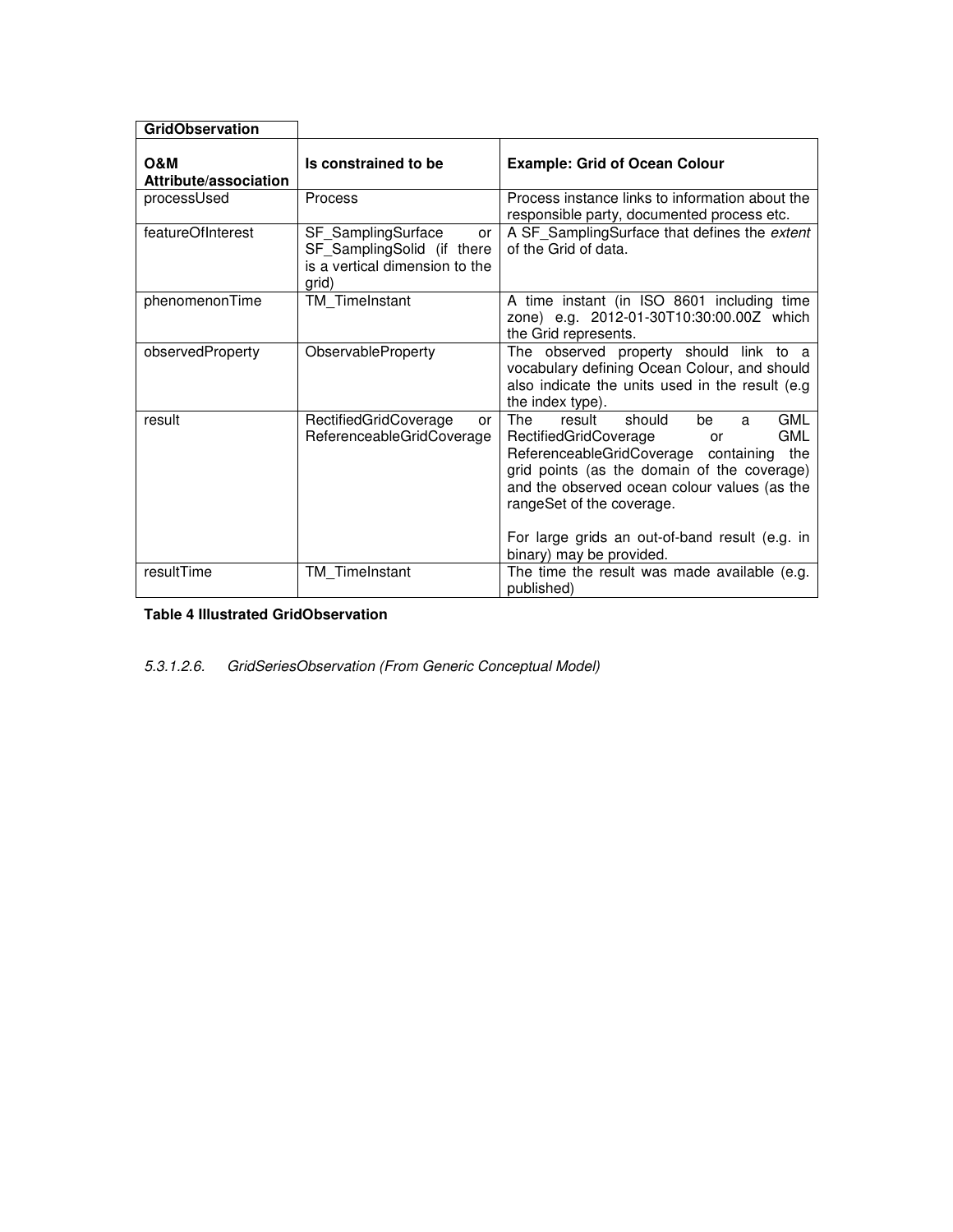| GridObservation | | |
| --- | --- | --- |
| **O&M Attribute/association** | **Is constrained to be** | **Example: Grid of Ocean Colour** |
| processUsed | Process | Process instance links to information about the responsible party, documented process etc. |
| featureOfInterest | SF_SamplingSurface or SF_SamplingSolid (if there is a vertical dimension to the grid) | A SF_SamplingSurface that defines the *extent* of the Grid of data. |
| phenomenonTime | TM_TimeInstant | A time instant (in ISO 8601 including time zone) e.g. 2012-01-30T10:30:00.00Z which the Grid represents. |
| observedProperty | ObservableProperty | The observed property should link to a vocabulary defining Ocean Colour, and should also indicate the units used in the result (e.g the index type). |
| result | RectifiedGridCoverage or ReferenceableGridCoverage | The result should be a GML RectifiedGridCoverage or GML ReferenceableGridCoverage containing the grid points (as the domain of the coverage) and the observed ocean colour values (as the rangeSet of the coverage.<br><br>For large grids an out-of-band result (e.g. in binary) may be provided. |
| resultTime | TM_TimeInstant | The time the result was made available (e.g. published) |

**Table 4 Illustrated GridObservation**

*5.3.1.2.6. GridSeriesObservation (From Generic Conceptual Model)*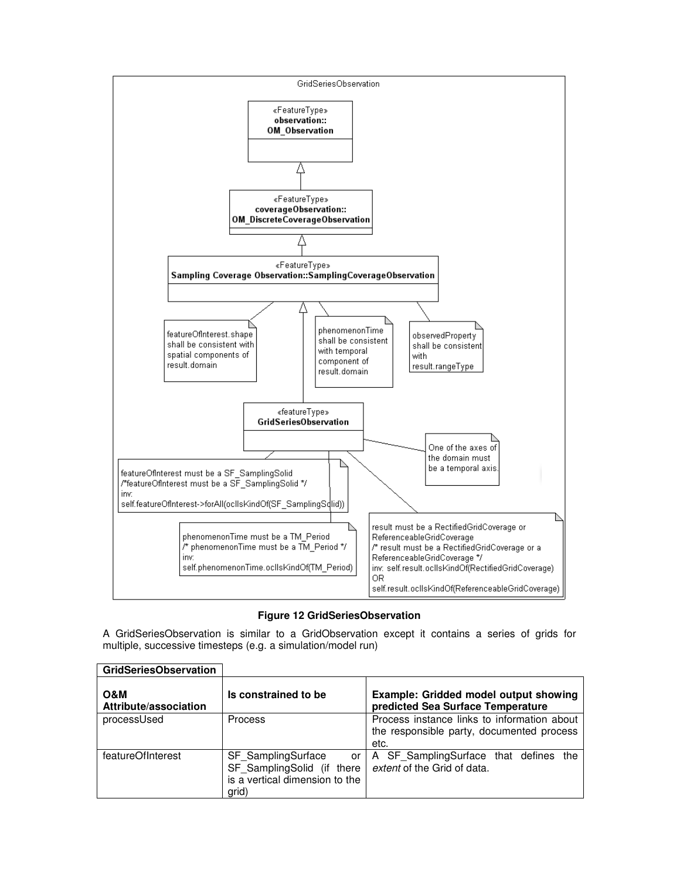**Figure 12 GridSeriesObservation**

A GridSeriesObservation is similar to a GridObservation except it contains a series of grids for multiple, successive timesteps (e.g. a simulation/model run)

| GridSeriesObservation | | |
|---|---|---|
| **O&M Attribute/association** | **Is constrained to be** | **Example: Gridded model output showing predicted Sea Surface Temperature** |
| processUsed | Process | Process instance links to information about the responsible party, documented process etc. |
| featureOfInterest | SF_SamplingSurface or SF_SamplingSolid (if there is a vertical dimension to the grid) | A SF_SamplingSurface that defines the *extent* of the Grid of data. |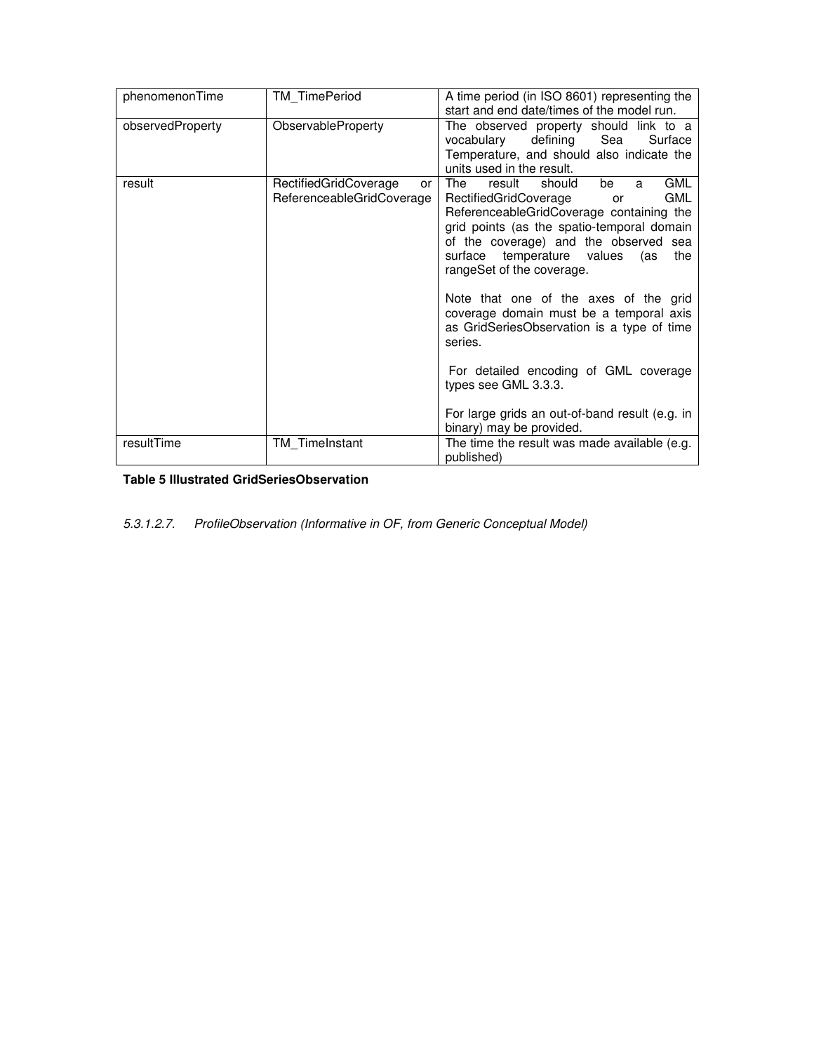| | | |
|---|---|---|
| phenomenonTime | TM_TimePeriod | A time period (in ISO 8601) representing the start and end date/times of the model run. |
| observedProperty | ObservableProperty | The observed property should link to a vocabulary defining Sea Surface Temperature, and should also indicate the units used in the result. |
| result | RectifiedGridCoverage or ReferenceableGridCoverage | The result should be a GML RectifiedGridCoverage or GML ReferenceableGridCoverage containing the grid points (as the spatio-temporal domain of the coverage) and the observed sea surface temperature values (as the rangeSet of the coverage.<br><br>Note that one of the axes of the grid coverage domain must be a temporal axis as GridSeriesObservation is a type of time series.<br><br>For detailed encoding of GML coverage types see GML 3.3.3.<br><br>For large grids an out-of-band result (e.g. in binary) may be provided. |
| resultTime | TM_TimeInstant | The time the result was made available (e.g. published) |

**Table 5 Illustrated GridSeriesObservation**

*5.3.1.2.7. ProfileObservation (Informative in OF, from Generic Conceptual Model)*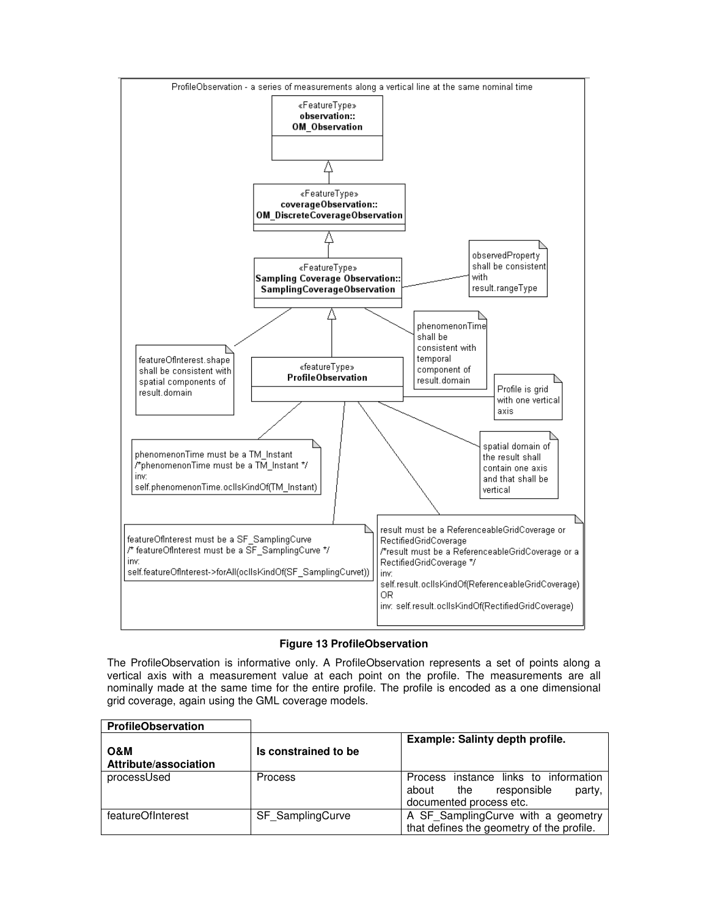**Figure 13 ProfileObservation**

The ProfileObservation is informative only. A ProfileObservation represents a set of points along a vertical axis with a measurement value at each point on the profile. The measurements are all nominally made at the same time for the entire profile. The profile is encoded as a one dimensional grid coverage, again using the GML coverage models.

| **ProfileObservation** | | |
|---|---|---|
| **O&M Attribute/association** | **Is constrained to be** | **Example: Salinty depth profile.** |
| processUsed | Process | Process instance links to information about the responsible party, documented process etc. |
| featureOfInterest | SF_SamplingCurve | A SF_SamplingCurve with a geometry that defines the geometry of the profile. |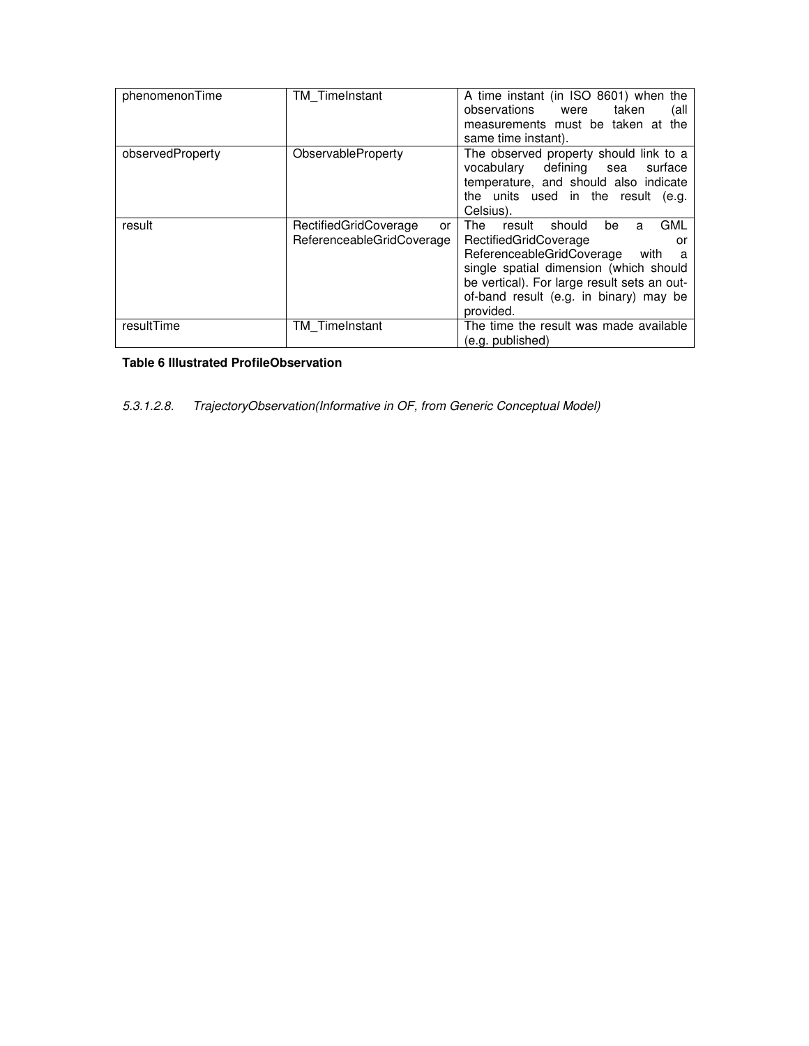| | | |
|---|---|---|
| phenomenonTime | TM_TimeInstant | A time instant (in ISO 8601) when the observations were taken (all measurements must be taken at the same time instant). |
| observedProperty | ObservableProperty | The observed property should link to a vocabulary defining sea surface temperature, and should also indicate the units used in the result (e.g. Celsius). |
| result | RectifiedGridCoverage or ReferenceableGridCoverage | The result should be a GML RectifiedGridCoverage or ReferenceableGridCoverage with a single spatial dimension (which should be vertical). For large result sets an out-of-band result (e.g. in binary) may be provided. |
| resultTime | TM_TimeInstant | The time the result was made available (e.g. published) |

**Table 6 Illustrated ProfileObservation**

*5.3.1.2.8. TrajectoryObservation(Informative in OF, from Generic Conceptual Model)*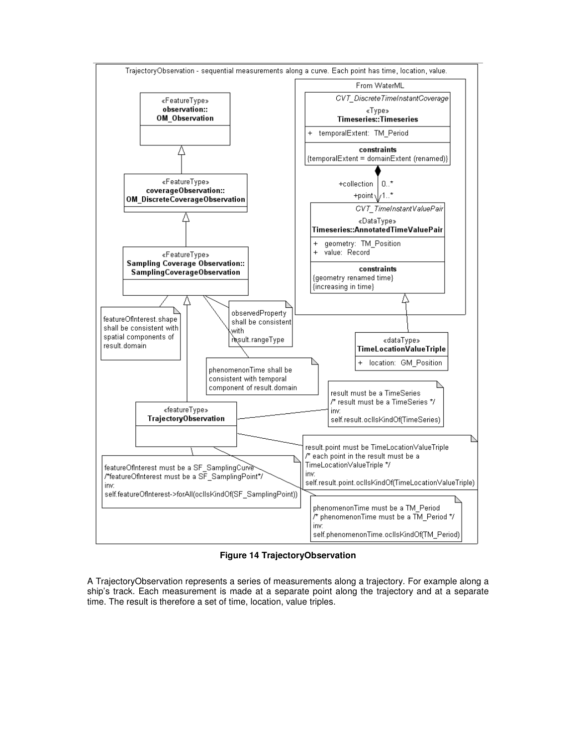**Figure 14 TrajectoryObservation**

A TrajectoryObservation represents a series of measurements along a trajectory. For example along a ship's track. Each measurement is made at a separate point along the trajectory and at a separate time. The result is therefore a set of time, location, value triples.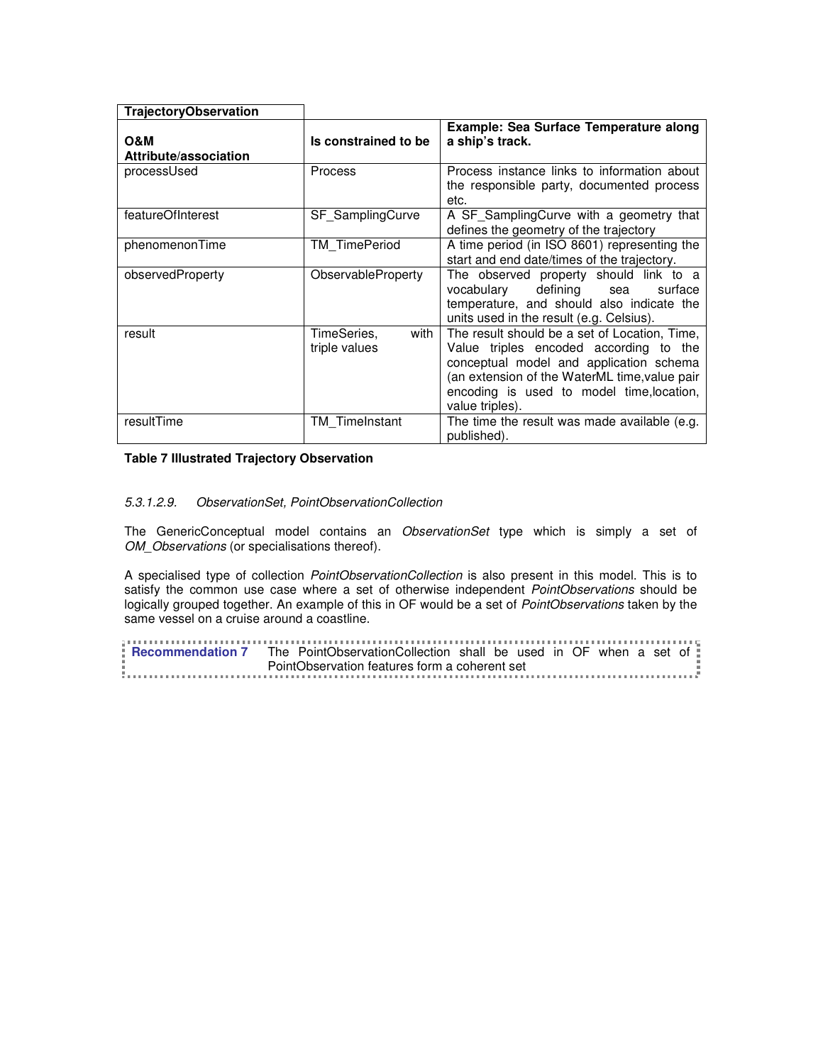| TrajectoryObservation | | |
|---|---|---|
| **O&M Attribute/association** | **Is constrained to be** | **Example: Sea Surface Temperature along a ship's track.** |
| processUsed | Process | Process instance links to information about the responsible party, documented process etc. |
| featureOfInterest | SF_SamplingCurve | A SF_SamplingCurve with a geometry that defines the geometry of the trajectory |
| phenomenonTime | TM_TimePeriod | A time period (in ISO 8601) representing the start and end date/times of the trajectory. |
| observedProperty | ObservableProperty | The observed property should link to a vocabulary defining sea surface temperature, and should also indicate the units used in the result (e.g. Celsius). |
| result | TimeSeries, with triple values | The result should be a set of Location, Time, Value triples encoded according to the conceptual model and application schema (an extension of the WaterML time,value pair encoding is used to model time,location, value triples). |
| resultTime | TM_TimeInstant | The time the result was made available (e.g. published). |

**Table 7 Illustrated Trajectory Observation**

#### *5.3.1.2.9. ObservationSet, PointObservationCollection*

The GenericConceptual model contains an *ObservationSet* type which is simply a set of *OM_Observations* (or specialisations thereof).

A specialised type of collection *PointObservationCollection* is also present in this model. This is to satisfy the common use case where a set of otherwise independent *PointObservations* should be logically grouped together. An example of this in OF would be a set of *PointObservations* taken by the same vessel on a cruise around a coastline.

| **Recommendation 7** | The PointObservationCollection shall be used in OF when a set of PointObservation features form a coherent set |
|---|---|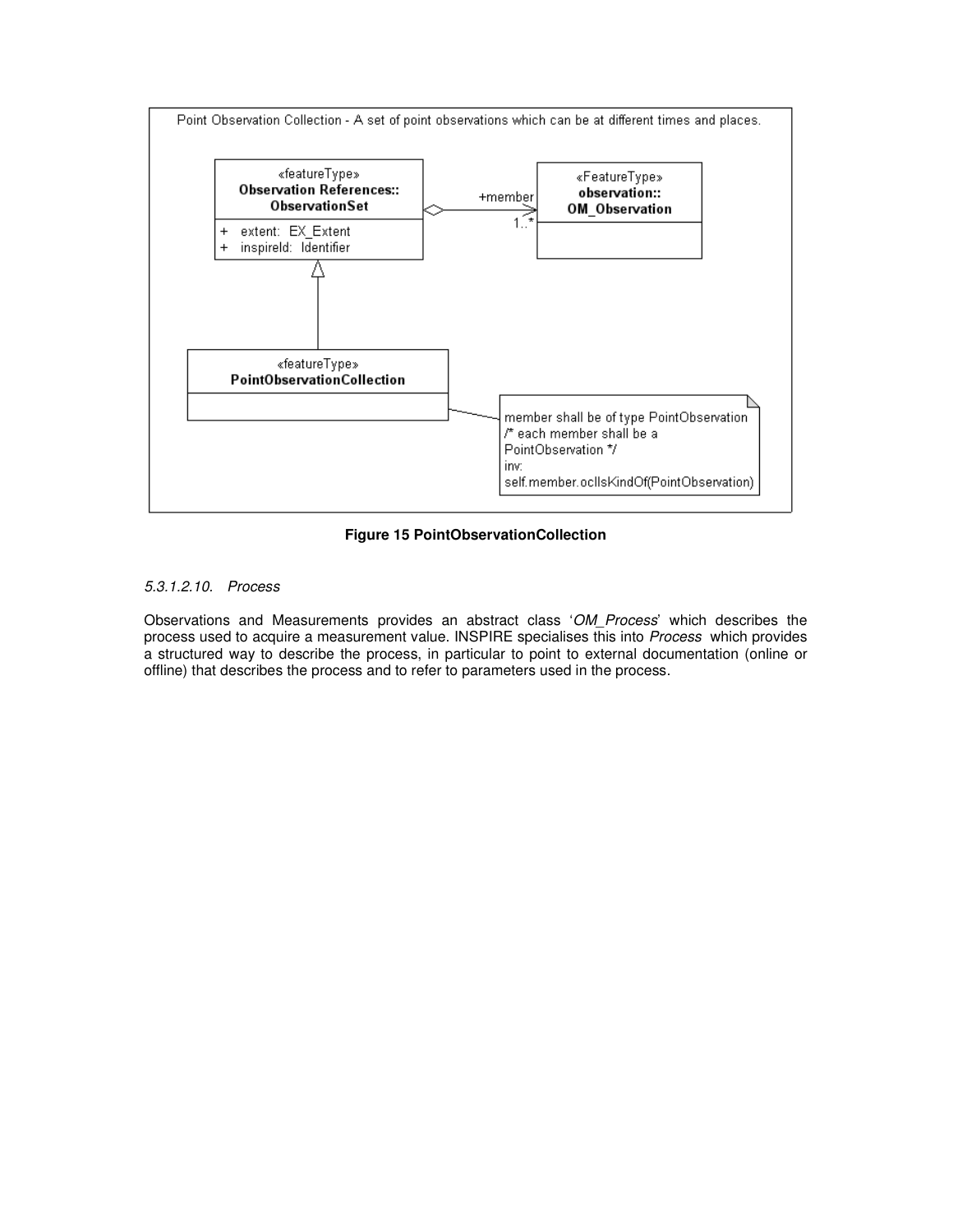Point Observation Collection - A set of point observations which can be at different times and places.

«featureType»
**Observation References::ObservationSet**

+ extent: EX_Extent
+ inspireId: Identifier

+member 1..*

«FeatureType»
**observation::OM_Observation**

«featureType»
**PointObservationCollection**

member shall be of type PointObservation
/* each member shall be a PointObservation */
inv:
self.member.oclIsKindOf(PointObservation)

**Figure 15 PointObservationCollection**

*5.3.1.2.10. Process*

Observations and Measurements provides an abstract class '*OM_Process*' which describes the process used to acquire a measurement value. INSPIRE specialises this into *Process* which provides a structured way to describe the process, in particular to point to external documentation (online or offline) that describes the process and to refer to parameters used in the process.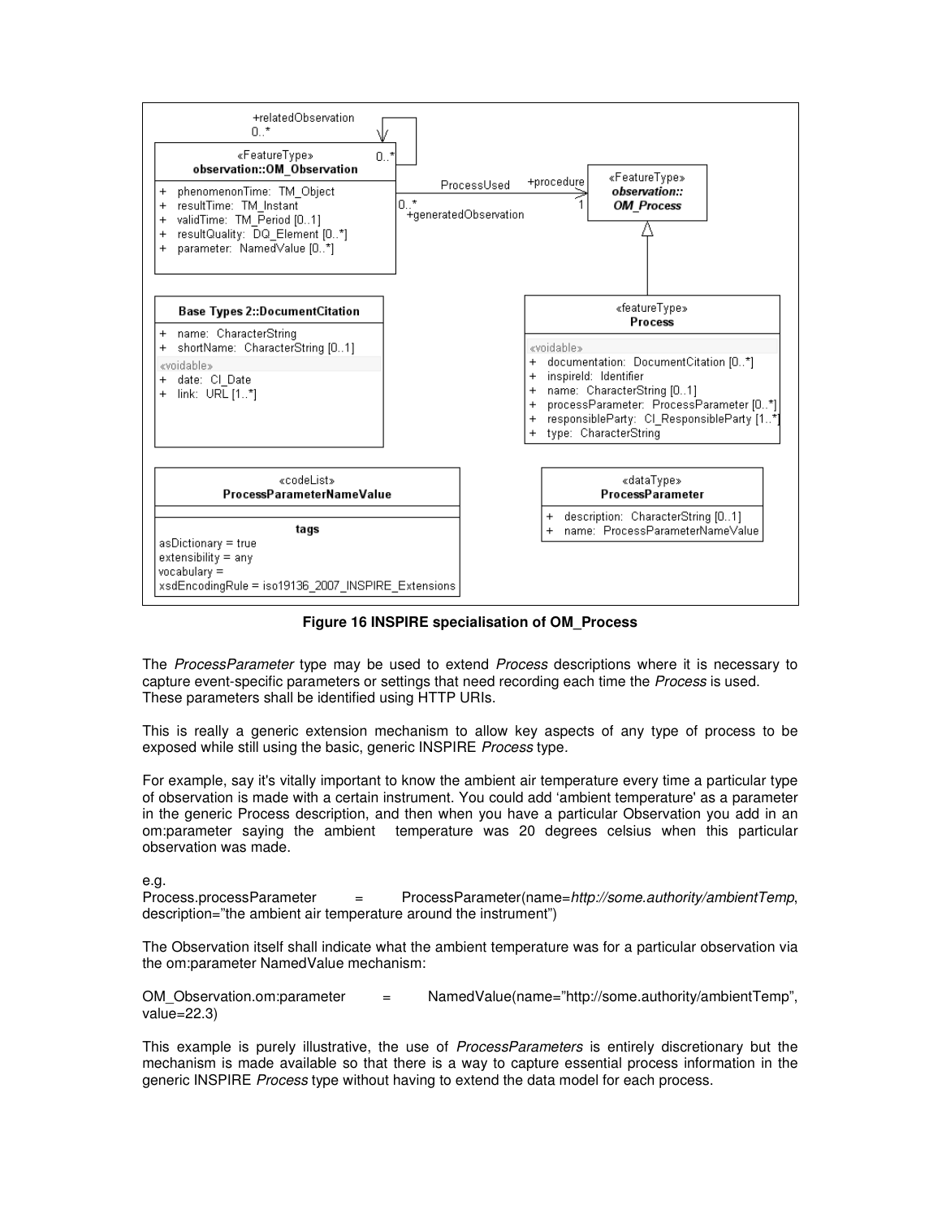**Figure 16 INSPIRE specialisation of OM_Process**

The *ProcessParameter* type may be used to extend *Process* descriptions where it is necessary to capture event-specific parameters or settings that need recording each time the *Process* is used. These parameters shall be identified using HTTP URIs.

This is really a generic extension mechanism to allow key aspects of any type of process to be exposed while still using the basic, generic INSPIRE *Process* type.

For example, say it's vitally important to know the ambient air temperature every time a particular type of observation is made with a certain instrument. You could add 'ambient temperature' as a parameter in the generic Process description, and then when you have a particular Observation you add in an om:parameter saying the ambient temperature was 20 degrees celsius when this particular observation was made.

e.g.
Process.processParameter = ProcessParameter(name=*http://some.authority/ambientTemp*, description="the ambient air temperature around the instrument")

The Observation itself shall indicate what the ambient temperature was for a particular observation via the om:parameter NamedValue mechanism:

OM_Observation.om:parameter = NamedValue(name="http://some.authority/ambientTemp", value=22.3)

This example is purely illustrative, the use of *ProcessParameters* is entirely discretionary but the mechanism is made available so that there is a way to capture essential process information in the generic INSPIRE *Process* type without having to extend the data model for each process.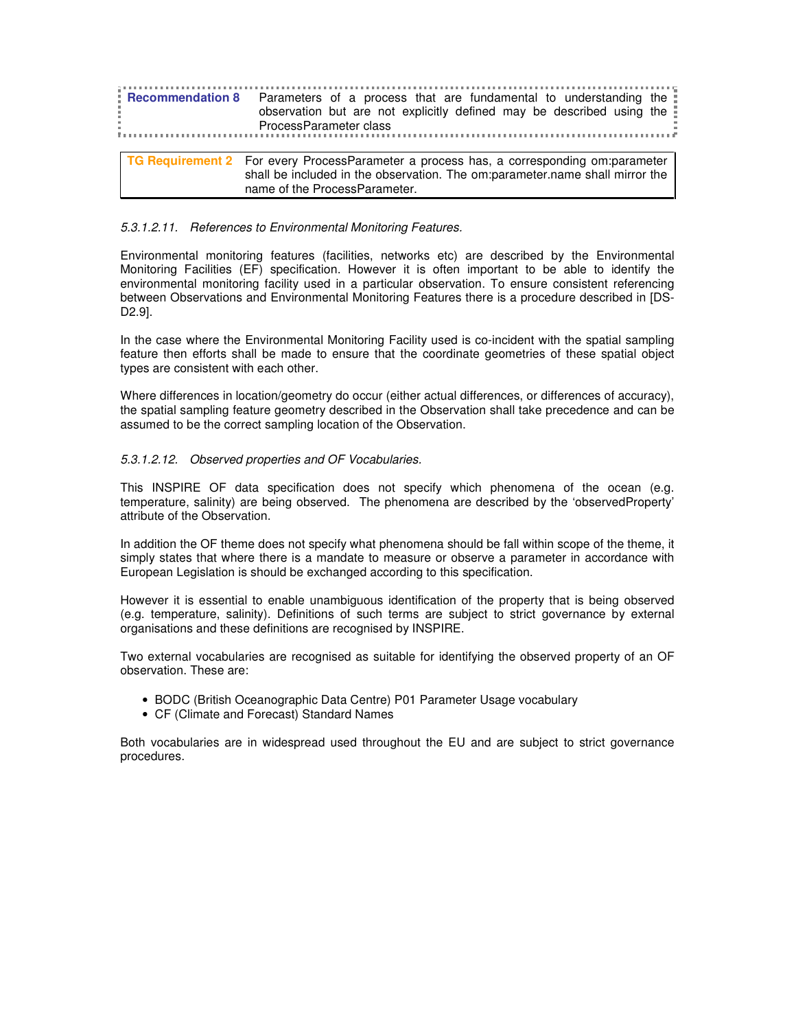| **Recommendation 8** | Parameters of a process that are fundamental to understanding the observation but are not explicitly defined may be described using the ProcessParameter class |
| --- | --- |

| **TG Requirement 2** | For every ProcessParameter a process has, a corresponding om:parameter shall be included in the observation. The om:parameter.name shall mirror the name of the ProcessParameter. |
| --- | --- |

*5.3.1.2.11. References to Environmental Monitoring Features.*

Environmental monitoring features (facilities, networks etc) are described by the Environmental Monitoring Facilities (EF) specification. However it is often important to be able to identify the environmental monitoring facility used in a particular observation. To ensure consistent referencing between Observations and Environmental Monitoring Features there is a procedure described in [DS-D2.9].

In the case where the Environmental Monitoring Facility used is co-incident with the spatial sampling feature then efforts shall be made to ensure that the coordinate geometries of these spatial object types are consistent with each other.

Where differences in location/geometry do occur (either actual differences, or differences of accuracy), the spatial sampling feature geometry described in the Observation shall take precedence and can be assumed to be the correct sampling location of the Observation.

*5.3.1.2.12. Observed properties and OF Vocabularies.*

This INSPIRE OF data specification does not specify which phenomena of the ocean (e.g. temperature, salinity) are being observed. The phenomena are described by the 'observedProperty' attribute of the Observation.

In addition the OF theme does not specify what phenomena should be fall within scope of the theme, it simply states that where there is a mandate to measure or observe a parameter in accordance with European Legislation is should be exchanged according to this specification.

However it is essential to enable unambiguous identification of the property that is being observed (e.g. temperature, salinity). Definitions of such terms are subject to strict governance by external organisations and these definitions are recognised by INSPIRE.

Two external vocabularies are recognised as suitable for identifying the observed property of an OF observation. These are:

- BODC (British Oceanographic Data Centre) P01 Parameter Usage vocabulary
- CF (Climate and Forecast) Standard Names

Both vocabularies are in widespread used throughout the EU and are subject to strict governance procedures.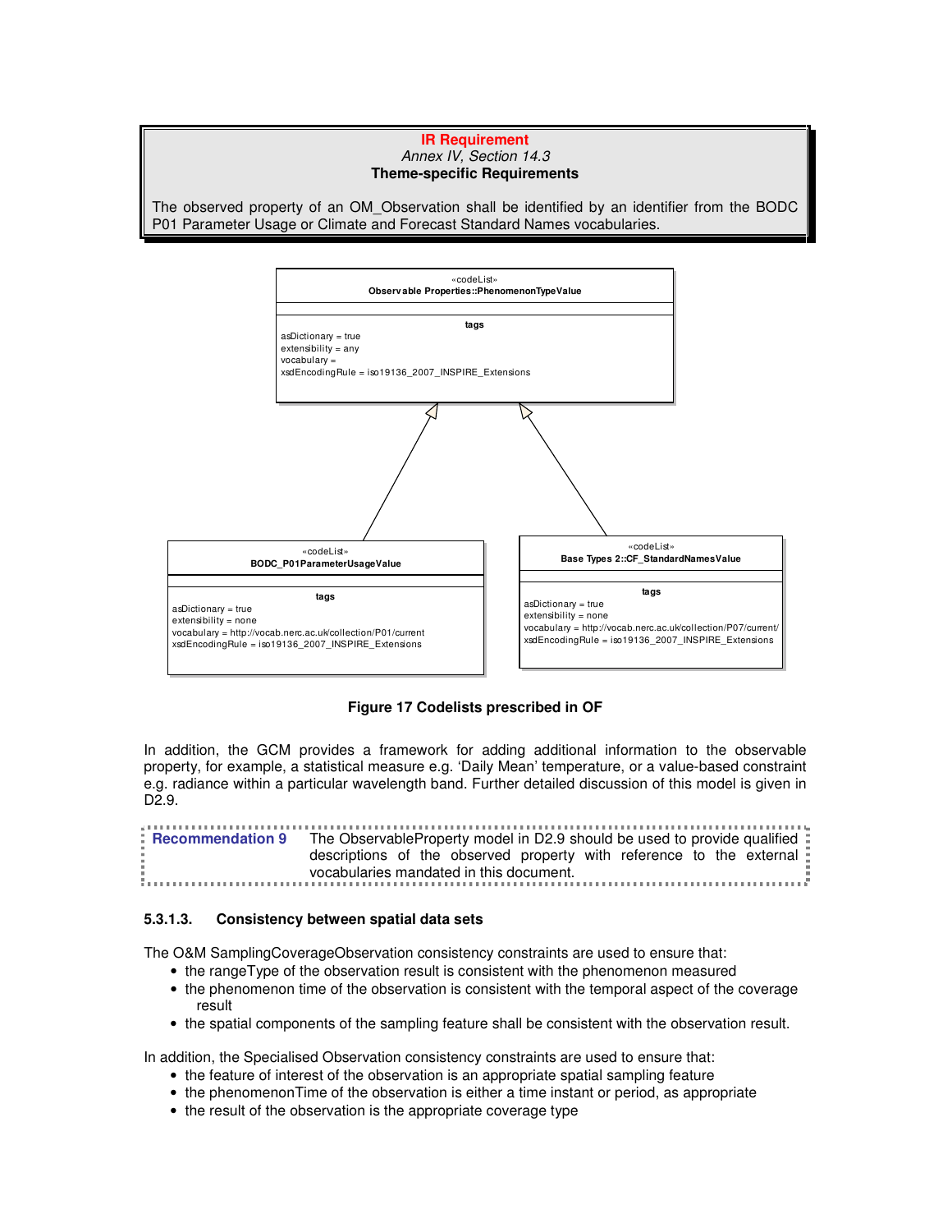**IR Requirement**
*Annex IV, Section 14.3*
**Theme-specific Requirements**

The observed property of an OM_Observation shall be identified by an identifier from the BODC P01 Parameter Usage or Climate and Forecast Standard Names vocabularies.

«codeList»
**Observable Properties::PhenomenonTypeValue**

**tags**
asDictionary = true
extensibility = any
vocabulary =
xsdEncodingRule = iso19136_2007_INSPIRE_Extensions

«codeList»
**BODC_P01ParameterUsageValue**

**tags**
asDictionary = true
extensibility = none
vocabulary = http://vocab.nerc.ac.uk/collection/P01/current
xsdEncodingRule = iso19136_2007_INSPIRE_Extensions

«codeList»
**Base Types 2::CF_StandardNamesValue**

**tags**
asDictionary = true
extensibility = none
vocabulary = http://vocab.nerc.ac.uk/collection/P07/current/
xsdEncodingRule = iso19136_2007_INSPIRE_Extensions

**Figure 17 Codelists prescribed in OF**

In addition, the GCM provides a framework for adding additional information to the observable property, for example, a statistical measure e.g. 'Daily Mean' temperature, or a value-based constraint e.g. radiance within a particular wavelength band. Further detailed discussion of this model is given in D2.9.

**Recommendation 9** The ObservableProperty model in D2.9 should be used to provide qualified descriptions of the observed property with reference to the external vocabularies mandated in this document.

#### 5.3.1.3. Consistency between spatial data sets

The O&M SamplingCoverageObservation consistency constraints are used to ensure that:

- the rangeType of the observation result is consistent with the phenomenon measured
- the phenomenon time of the observation is consistent with the temporal aspect of the coverage result
- the spatial components of the sampling feature shall be consistent with the observation result.

In addition, the Specialised Observation consistency constraints are used to ensure that:

- the feature of interest of the observation is an appropriate spatial sampling feature
- the phenomenonTime of the observation is either a time instant or period, as appropriate
- the result of the observation is the appropriate coverage type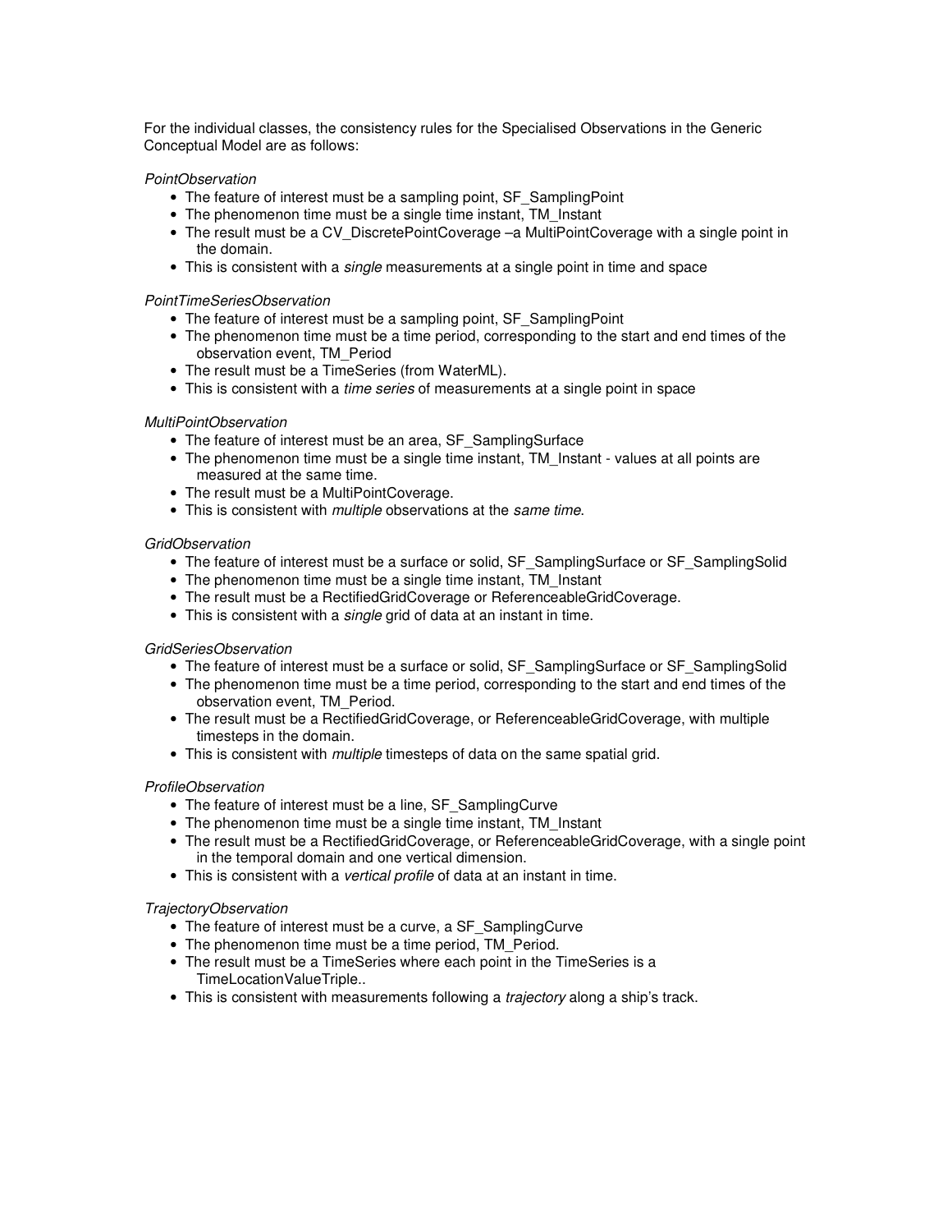For the individual classes, the consistency rules for the Specialised Observations in the Generic Conceptual Model are as follows:

*PointObservation*

- The feature of interest must be a sampling point, SF_SamplingPoint
- The phenomenon time must be a single time instant, TM_Instant
- The result must be a CV_DiscretePointCoverage –a MultiPointCoverage with a single point in the domain.
- This is consistent with a *single* measurements at a single point in time and space

*PointTimeSeriesObservation*

- The feature of interest must be a sampling point, SF_SamplingPoint
- The phenomenon time must be a time period, corresponding to the start and end times of the observation event, TM_Period
- The result must be a TimeSeries (from WaterML).
- This is consistent with a *time series* of measurements at a single point in space

*MultiPointObservation*

- The feature of interest must be an area, SF_SamplingSurface
- The phenomenon time must be a single time instant, TM_Instant - values at all points are measured at the same time.
- The result must be a MultiPointCoverage.
- This is consistent with *multiple* observations at the *same time*.

*GridObservation*

- The feature of interest must be a surface or solid, SF_SamplingSurface or SF_SamplingSolid
- The phenomenon time must be a single time instant, TM_Instant
- The result must be a RectifiedGridCoverage or ReferenceableGridCoverage.
- This is consistent with a *single* grid of data at an instant in time.

*GridSeriesObservation*

- The feature of interest must be a surface or solid, SF_SamplingSurface or SF_SamplingSolid
- The phenomenon time must be a time period, corresponding to the start and end times of the observation event, TM_Period.
- The result must be a RectifiedGridCoverage, or ReferenceableGridCoverage, with multiple timesteps in the domain.
- This is consistent with *multiple* timesteps of data on the same spatial grid.

*ProfileObservation*

- The feature of interest must be a line, SF_SamplingCurve
- The phenomenon time must be a single time instant, TM_Instant
- The result must be a RectifiedGridCoverage, or ReferenceableGridCoverage, with a single point in the temporal domain and one vertical dimension.
- This is consistent with a *vertical profile* of data at an instant in time.

*TrajectoryObservation*

- The feature of interest must be a curve, a SF_SamplingCurve
- The phenomenon time must be a time period, TM_Period.
- The result must be a TimeSeries where each point in the TimeSeries is a TimeLocationValueTriple..
- This is consistent with measurements following a *trajectory* along a ship's track.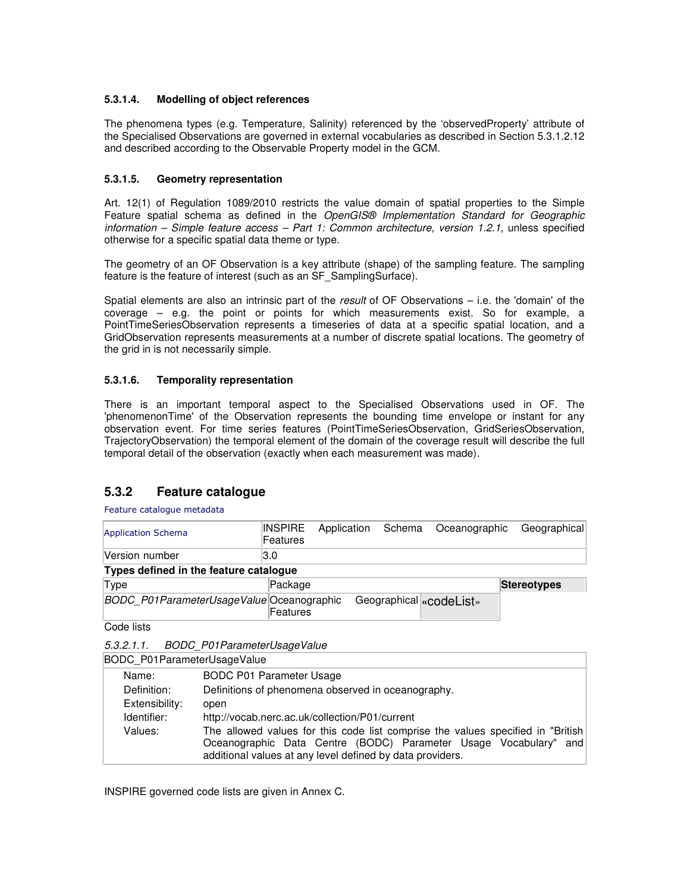#### 5.3.1.4. Modelling of object references

The phenomena types (e.g. Temperature, Salinity) referenced by the 'observedProperty' attribute of the Specialised Observations are governed in external vocabularies as described in Section 5.3.1.2.12 and described according to the Observable Property model in the GCM.

#### 5.3.1.5. Geometry representation

Art. 12(1) of Regulation 1089/2010 restricts the value domain of spatial properties to the Simple Feature spatial schema as defined in the *OpenGIS® Implementation Standard for Geographic information – Simple feature access – Part 1: Common architecture, version 1.2.1*, unless specified otherwise for a specific spatial data theme or type.

The geometry of an OF Observation is a key attribute (shape) of the sampling feature. The sampling feature is the feature of interest (such as an SF_SamplingSurface).

Spatial elements are also an intrinsic part of the *result* of OF Observations – i.e. the 'domain' of the coverage – e.g. the point or points for which measurements exist. So for example, a PointTimeSeriesObservation represents a timeseries of data at a specific spatial location, and a GridObservation represents measurements at a number of discrete spatial locations. The geometry of the grid in is not necessarily simple.

#### 5.3.1.6. Temporality representation

There is an important temporal aspect to the Specialised Observations used in OF. The 'phenomenonTime' of the Observation represents the bounding time envelope or instant for any observation event. For time series features (PointTimeSeriesObservation, GridSeriesObservation, TrajectoryObservation) the temporal element of the domain of the coverage result will describe the full temporal detail of the observation (exactly when each measurement was made).

### 5.3.2 Feature catalogue

Feature catalogue metadata

| Application Schema | INSPIRE Application Schema Oceanographic Geographical Features |
|---|---|
| Version number | 3.0 |

**Types defined in the feature catalogue**

| Type | Package | Stereotypes |
|---|---|---|
| *BODC_P01ParameterUsageValue* | Oceanographic Geographical Features | «codeList» |

Code lists

*5.3.2.1.1. BODC_P01ParameterUsageValue*

| BODC_P01ParameterUsageValue | |
|---|---|
| Name: | BODC P01 Parameter Usage |
| Definition: | Definitions of phenomena observed in oceanography. |
| Extensibility: | open |
| Identifier: | http://vocab.nerc.ac.uk/collection/P01/current |
| Values: | The allowed values for this code list comprise the values specified in "British Oceanographic Data Centre (BODC) Parameter Usage Vocabulary" and additional values at any level defined by data providers. |

INSPIRE governed code lists are given in Annex C.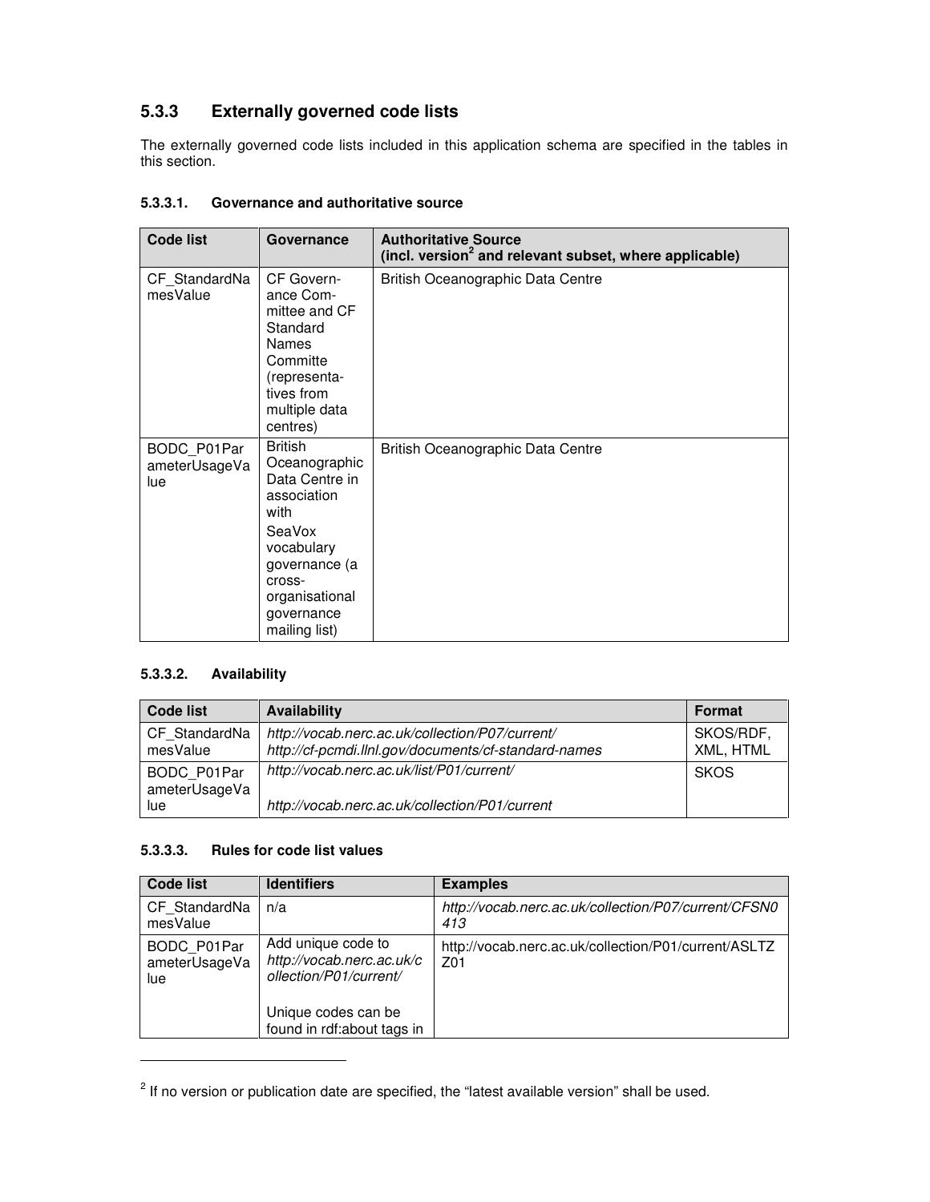### 5.3.3 Externally governed code lists

The externally governed code lists included in this application schema are specified in the tables in this section.

#### 5.3.3.1. Governance and authoritative source

| Code list | Governance | Authoritative Source (incl. version[2] and relevant subset, where applicable) |
| --- | --- | --- |
| CF_StandardNamesValue | CF Governance Committee and CF Standard Names Committe (representatives from multiple data centres) | British Oceanographic Data Centre |
| BODC_P01ParameterUsageValue | British Oceanographic Data Centre in association with SeaVox vocabulary governance (a cross-organisational governance mailing list) | British Oceanographic Data Centre |

#### 5.3.3.2. Availability

| Code list | Availability | Format |
| --- | --- | --- |
| CF_StandardNamesValue | *http://vocab.nerc.ac.uk/collection/P07/current/* *http://cf-pcmdi.llnl.gov/documents/cf-standard-names* | SKOS/RDF, XML, HTML |
| BODC_P01ParameterUsageValue | *http://vocab.nerc.ac.uk/list/P01/current/* *http://vocab.nerc.ac.uk/collection/P01/current* | SKOS |

#### 5.3.3.3. Rules for code list values

| Code list | Identifiers | Examples |
| --- | --- | --- |
| CF_StandardNamesValue | n/a | *http://vocab.nerc.ac.uk/collection/P07/current/CFSN0413* |
| BODC_P01ParameterUsageValue | Add unique code to *http://vocab.nerc.ac.uk/collection/P01/current/* Unique codes can be found in rdf:about tags in | http://vocab.nerc.ac.uk/collection/P01/current/ASLTZZ01 |

[2] If no version or publication date are specified, the "latest available version" shall be used.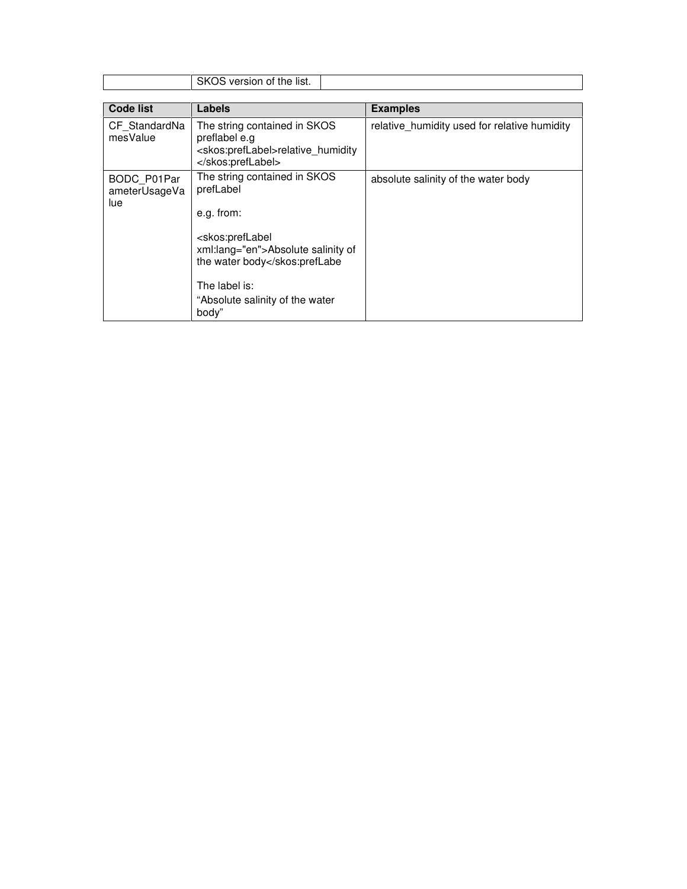| | | |
|---|---|---|
| | SKOS version of the list. | |

| Code list | Labels | Examples |
|---|---|---|
| CF_StandardNamesValue | The string contained in SKOS preflabel e.g <skos:prefLabel>relative_humidity </skos:prefLabel> | relative_humidity used for relative humidity |
| BODC_P01ParameterUsageValue | The string contained in SKOS prefLabel<br><br>e.g. from:<br><br><skos:prefLabel xml:lang="en">Absolute salinity of the water body</skos:prefLabe<br><br>The label is:<br>"Absolute salinity of the water body" | absolute salinity of the water body |